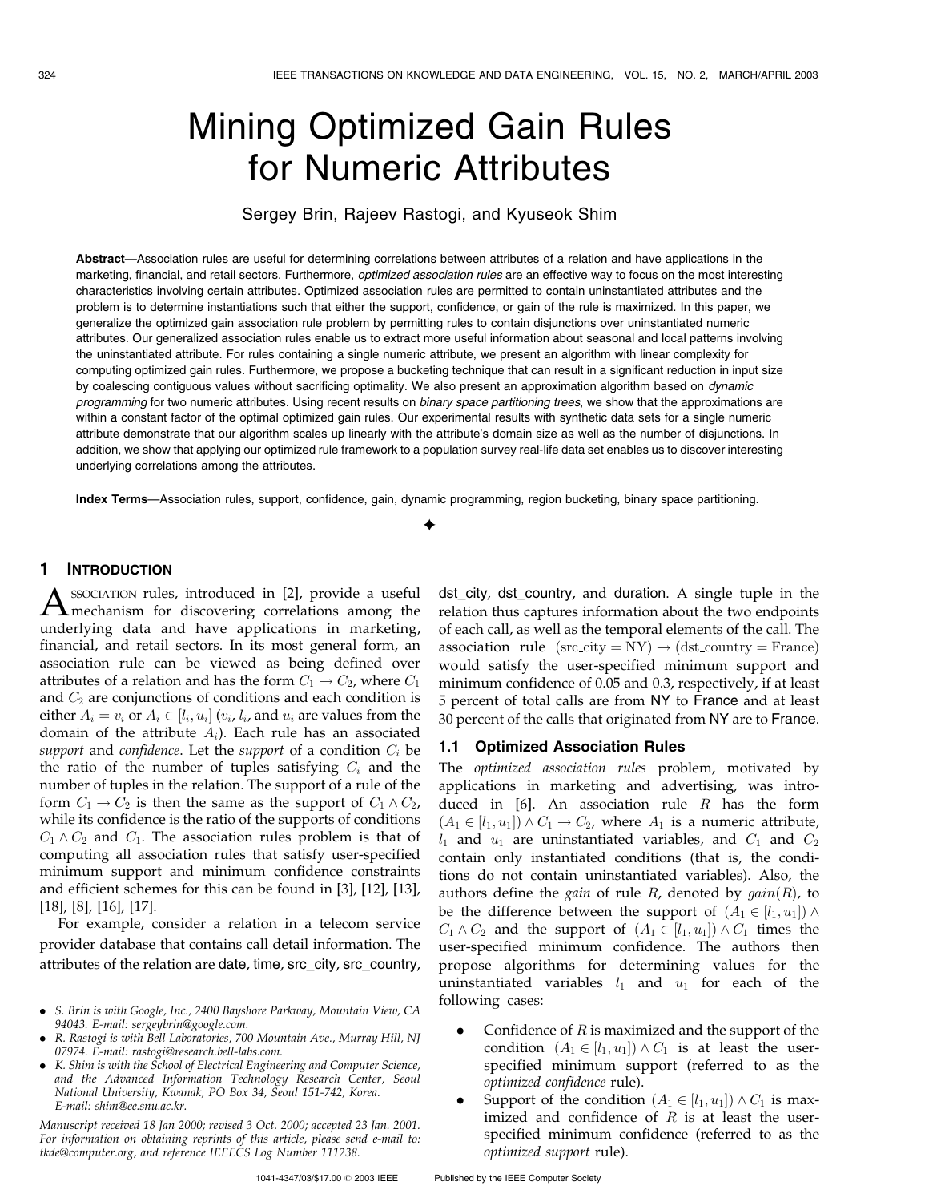# Mining Optimized Gain Rules for Numeric Attributes

Sergey Brin, Rajeev Rastogi, and Kyuseok Shim

**Abstract**—Association rules are useful for determining correlations between attributes of a relation and have applications in the marketing, financial, and retail sectors. Furthermore, *optimized association rules* are an effective way to focus on the most interesting characteristics involving certain attributes. Optimized association rules are permitted to contain uninstantiated attributes and the problem is to determine instantiations such that either the support, confidence, or gain of the rule is maximized. In this paper, we generalize the optimized gain association rule problem by permitting rules to contain disjunctions over uninstantiated numeric attributes. Our generalized association rules enable us to extract more useful information about seasonal and local patterns involving the uninstantiated attribute. For rules containing a single numeric attribute, we present an algorithm with linear complexity for computing optimized gain rules. Furthermore, we propose a bucketing technique that can result in a significant reduction in input size by coalescing contiguous values without sacrificing optimality. We also present an approximation algorithm based on *dynamic programming* for two numeric attributes. Using recent results on *binary space partitioning trees*, we show that the approximations are within a constant factor of the optimal optimized gain rules. Our experimental results with synthetic data sets for a single numeric attribute demonstrate that our algorithm scales up linearly with the attribute's domain size as well as the number of disjunctions. In addition, we show that applying our optimized rule framework to a population survey real-life data set enables us to discover interesting underlying correlations among the attributes.

**Index Terms**—Association rules, support, confidence, gain, dynamic programming, region bucketing, binary space partitioning.

## 1 Introduction

Association rules, introduced in [2], provide a useful mechanism for discovering correlations among the underlying data and have applications in marketing, financial, and retail sectors. In its most general form, an association rule can be viewed as being defined over attributes of a relation and has the form $C_1 \rightarrow C_2$, where $C_1$ and $C_2$ are conjunctions of conditions and each condition is either $A_i = v_i$ or $A_i \in [l_i, u_i]$ ($v_i$, $l_i$, and $u_i$ are values from the domain of the attribute $A_i$). Each rule has an associated *support* and *confidence*. Let the *support* of a condition $C_i$ be the ratio of the number of tuples satisfying $C_i$ and the number of tuples in the relation. The support of a rule of the form $C_1 \rightarrow C_2$ is then the same as the support of $C_1 \wedge C_2$, while its confidence is the ratio of the supports of conditions $C_1 \wedge C_2$ and $C_1$. The association rules problem is that of computing all association rules that satisfy user-specified minimum support and minimum confidence constraints and efficient schemes for this can be found in [3], [12], [13], [18], [8], [16], [17].

For example, consider a relation in a telecom service provider database that contains call detail information. The attributes of the relation are date, time, src_city, src_country, dst_city, dst_country, and duration. A single tuple in the relation thus captures information about the two endpoints of each call, as well as the temporal elements of the call. The association rule $(\text{src\_city} = \text{NY}) \rightarrow (\text{dst\_country} = \text{France})$ would satisfy the user-specified minimum support and minimum confidence of 0.05 and 0.3, respectively, if at least 5 percent of total calls are from NY to France and at least 30 percent of the calls that originated from NY are to France.

### 1.1 Optimized Association Rules

The *optimized association rules* problem, motivated by applications in marketing and advertising, was introduced in [6]. An association rule $R$ has the form $(A_1 \in [l_1, u_1]) \wedge C_1 \rightarrow C_2$, where $A_1$ is a numeric attribute, $l_1$ and $u_1$ are uninstantiated variables, and $C_1$ and $C_2$ contain only instantiated conditions (that is, the conditions do not contain uninstantiated variables). Also, the authors define the *gain* of rule $R$, denoted by $gain(R)$, to be the difference between the support of $(A_1 \in [l_1, u_1]) \wedge C_1 \wedge C_2$ and the support of $(A_1 \in [l_1, u_1]) \wedge C_1$ times the user-specified minimum confidence. The authors then propose algorithms for determining values for the uninstantiated variables $l_1$ and $u_1$ for each of the following cases:

- Confidence of $R$ is maximized and the support of the condition $(A_1 \in [l_1, u_1]) \wedge C_1$ is at least the user-specified minimum support (referred to as the *optimized confidence* rule).
- Support of the condition $(A_1 \in [l_1, u_1]) \wedge C_1$ is maximized and confidence of $R$ is at least the user-specified minimum confidence (referred to as the *optimized support* rule).

---

- S. Brin is with Google, Inc., 2400 Bayshore Parkway, Mountain View, CA 94043. E-mail: sergeybrin@google.com.
- R. Rastogi is with Bell Laboratories, 700 Mountain Ave., Murray Hill, NJ 07974. E-mail: rastogi@research.bell-labs.com.
- K. Shim is with the School of Electrical Engineering and Computer Science, and the Advanced Information Technology Research Center, Seoul National University, Kwanak, PO Box 34, Seoul 151-742, Korea. E-mail: shim@ee.snu.ac.kr.

*Manuscript received 18 Jan 2000; revised 3 Oct. 2000; accepted 23 Jan. 2001. For information on obtaining reprints of this article, please send e-mail to: tkde@computer.org, and reference IEEECS Log Number 111238.*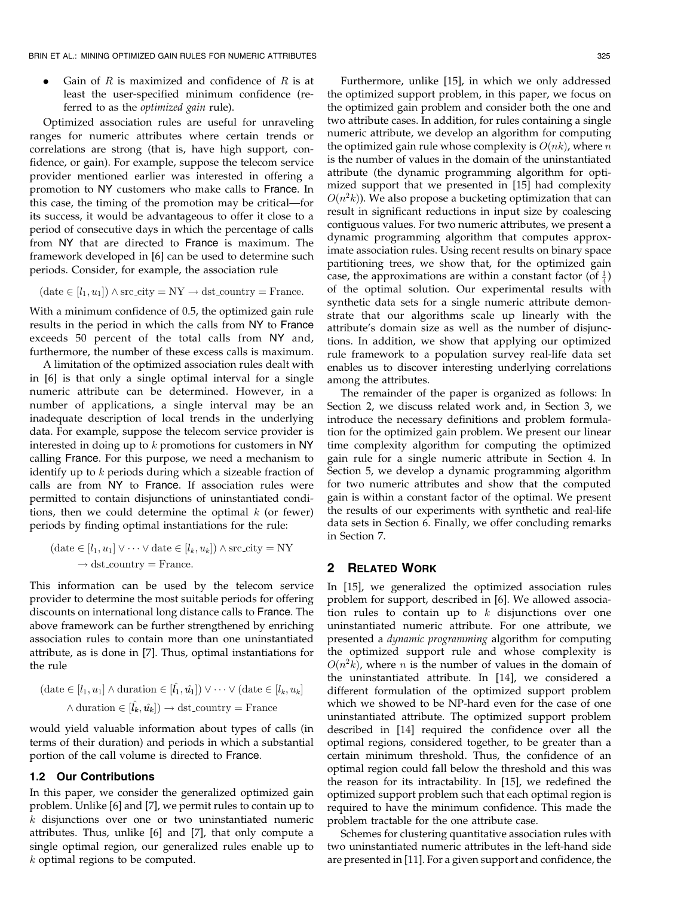- Gain of $R$ is maximized and confidence of $R$ is at least the user-specified minimum confidence (referred to as the *optimized gain* rule).

Optimized association rules are useful for unraveling ranges for numeric attributes where certain trends or correlations are strong (that is, have high support, confidence, or gain). For example, suppose the telecom service provider mentioned earlier was interested in offering a promotion to NY customers who make calls to France. In this case, the timing of the promotion may be critical—for its success, it would be advantageous to offer it close to a period of consecutive days in which the percentage of calls from NY that are directed to France is maximum. The framework developed in [6] can be used to determine such periods. Consider, for example, the association rule

$$(\text{date} \in [l_1, u_1]) \wedge \text{src\_city} = \text{NY} \rightarrow \text{dst\_country} = \text{France}.$$

With a minimum confidence of 0.5, the optimized gain rule results in the period in which the calls from NY to France exceeds 50 percent of the total calls from NY and, furthermore, the number of these excess calls is maximum.

A limitation of the optimized association rules dealt with in [6] is that only a single optimal interval for a single numeric attribute can be determined. However, in a number of applications, a single interval may be an inadequate description of local trends in the underlying data. For example, suppose the telecom service provider is interested in doing up to $k$ promotions for customers in NY calling France. For this purpose, we need a mechanism to identify up to $k$ periods during which a sizeable fraction of calls are from NY to France. If association rules were permitted to contain disjunctions of uninstantiated conditions, then we could determine the optimal $k$ (or fewer) periods by finding optimal instantiations for the rule:

$$(\text{date} \in [l_1, u_1] \vee \cdots \vee \text{date} \in [l_k, u_k]) \wedge \text{src\_city} = \text{NY} \rightarrow \text{dst\_country} = \text{France}.$$

This information can be used by the telecom service provider to determine the most suitable periods for offering discounts on international long distance calls to France. The above framework can be further strengthened by enriching association rules to contain more than one uninstantiated attribute, as is done in [7]. Thus, optimal instantiations for the rule

$$(\text{date} \in [l_1, u_1] \wedge \text{duration} \in [\hat{l_1}, \hat{u_1}]) \vee \cdots \vee (\text{date} \in [l_k, u_k] \wedge \text{duration} \in [\hat{l_k}, \hat{u_k}]) \rightarrow \text{dst\_country} = \text{France}$$

would yield valuable information about types of calls (in terms of their duration) and periods in which a substantial portion of the call volume is directed to France.

### 1.2 Our Contributions

In this paper, we consider the generalized optimized gain problem. Unlike [6] and [7], we permit rules to contain up to $k$ disjunctions over one or two uninstantiated numeric attributes. Thus, unlike [6] and [7], that only compute a single optimal region, our generalized rules enable up to $k$ optimal regions to be computed.

Furthermore, unlike [15], in which we only addressed the optimized support problem, in this paper, we focus on the optimized gain problem and consider both the one and two attribute cases. In addition, for rules containing a single numeric attribute, we develop an algorithm for computing the optimized gain rule whose complexity is $O(nk)$, where $n$ is the number of values in the domain of the uninstantiated attribute (the dynamic programming algorithm for optimized support that we presented in [15] had complexity $O(n^2k)$). We also propose a bucketing optimization that can result in significant reductions in input size by coalescing contiguous values. For two numeric attributes, we present a dynamic programming algorithm that computes approximate association rules. Using recent results on binary space partitioning trees, we show that, for the optimized gain case, the approximations are within a constant factor (of $\frac{1}{4}$) of the optimal solution. Our experimental results with synthetic data sets for a single numeric attribute demonstrate that our algorithms scale up linearly with the attribute's domain size as well as the number of disjunctions. In addition, we show that applying our optimized rule framework to a population survey real-life data set enables us to discover interesting underlying correlations among the attributes.

The remainder of the paper is organized as follows: In Section 2, we discuss related work and, in Section 3, we introduce the necessary definitions and problem formulation for the optimized gain problem. We present our linear time complexity algorithm for computing the optimized gain rule for a single numeric attribute in Section 4. In Section 5, we develop a dynamic programming algorithm for two numeric attributes and show that the computed gain is within a constant factor of the optimal. We present the results of our experiments with synthetic and real-life data sets in Section 6. Finally, we offer concluding remarks in Section 7.

## 2 Related Work

In [15], we generalized the optimized association rules problem for support, described in [6]. We allowed association rules to contain up to $k$ disjunctions over one uninstantiated numeric attribute. For one attribute, we presented a *dynamic programming* algorithm for computing the optimized support rule and whose complexity is $O(n^2k)$, where $n$ is the number of values in the domain of the uninstantiated attribute. In [14], we considered a different formulation of the optimized support problem which we showed to be NP-hard even for the case of one uninstantiated attribute. The optimized support problem described in [14] required the confidence over all the optimal regions, considered together, to be greater than a certain minimum threshold. Thus, the confidence of an optimal region could fall below the threshold and this was the reason for its intractability. In [15], we redefined the optimized support problem such that each optimal region is required to have the minimum confidence. This made the problem tractable for the one attribute case.

Schemes for clustering quantitative association rules with two uninstantiated numeric attributes in the left-hand side are presented in [11]. For a given support and confidence, the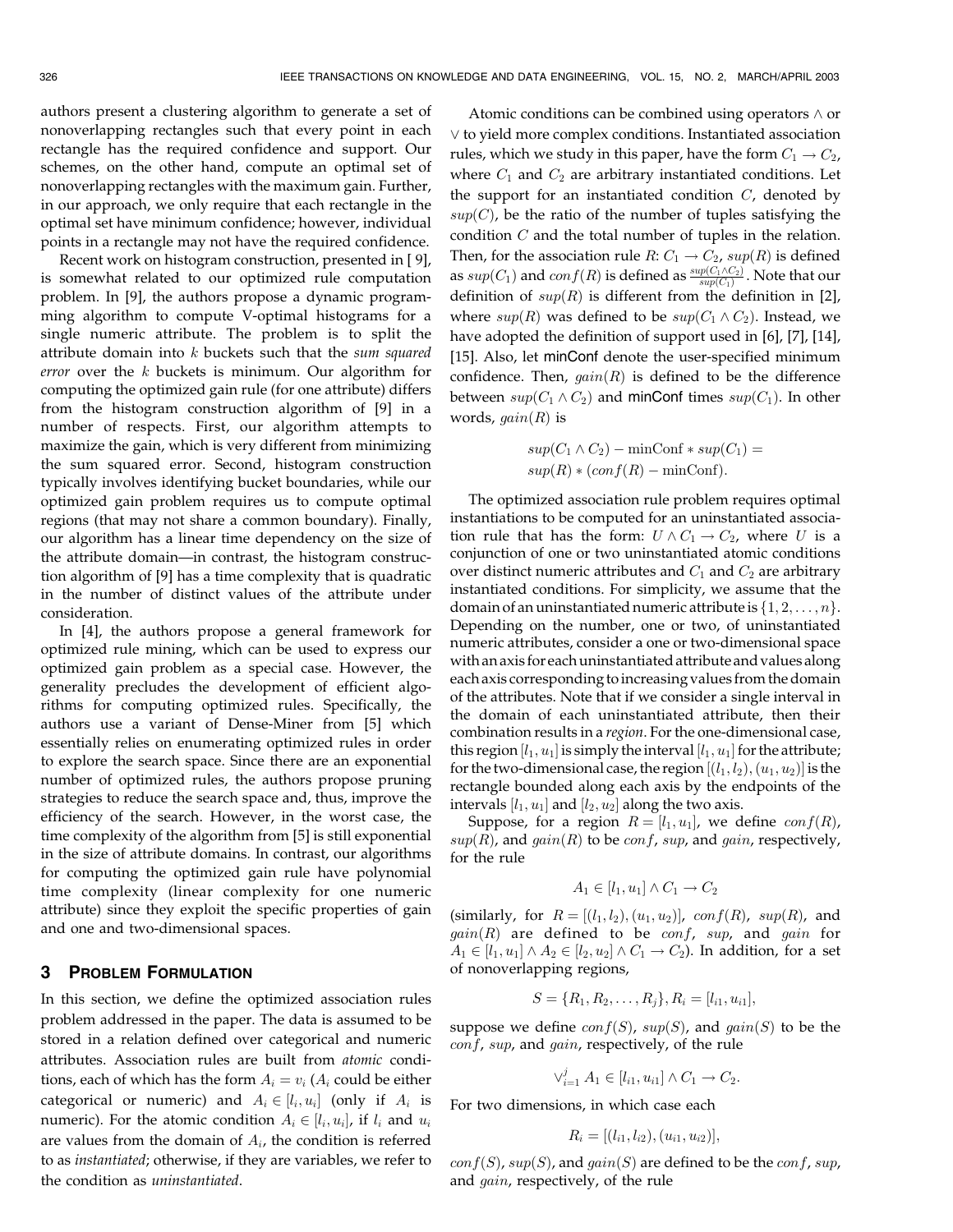authors present a clustering algorithm to generate a set of nonoverlapping rectangles such that every point in each rectangle has the required confidence and support. Our schemes, on the other hand, compute an optimal set of nonoverlapping rectangles with the maximum gain. Further, in our approach, we only require that each rectangle in the optimal set have minimum confidence; however, individual points in a rectangle may not have the required confidence.

Recent work on histogram construction, presented in [ 9], is somewhat related to our optimized rule computation problem. In [9], the authors propose a dynamic programming algorithm to compute V-optimal histograms for a single numeric attribute. The problem is to split the attribute domain into $k$ buckets such that the *sum squared error* over the $k$ buckets is minimum. Our algorithm for computing the optimized gain rule (for one attribute) differs from the histogram construction algorithm of [9] in a number of respects. First, our algorithm attempts to maximize the gain, which is very different from minimizing the sum squared error. Second, histogram construction typically involves identifying bucket boundaries, while our optimized gain problem requires us to compute optimal regions (that may not share a common boundary). Finally, our algorithm has a linear time dependency on the size of the attribute domain—in contrast, the histogram construction algorithm of [9] has a time complexity that is quadratic in the number of distinct values of the attribute under consideration.

In [4], the authors propose a general framework for optimized rule mining, which can be used to express our optimized gain problem as a special case. However, the generality precludes the development of efficient algorithms for computing optimized rules. Specifically, the authors use a variant of Dense-Miner from [5] which essentially relies on enumerating optimized rules in order to explore the search space. Since there are an exponential number of optimized rules, the authors propose pruning strategies to reduce the search space and, thus, improve the efficiency of the search. However, in the worst case, the time complexity of the algorithm from [5] is still exponential in the size of attribute domains. In contrast, our algorithms for computing the optimized gain rule have polynomial time complexity (linear complexity for one numeric attribute) since they exploit the specific properties of gain and one and two-dimensional spaces.

## 3 Problem Formulation

In this section, we define the optimized association rules problem addressed in the paper. The data is assumed to be stored in a relation defined over categorical and numeric attributes. Association rules are built from *atomic* conditions, each of which has the form $A_i = v_i$ ($A_i$ could be either categorical or numeric) and $A_i \in [l_i, u_i]$ (only if $A_i$ is numeric). For the atomic condition $A_i \in [l_i, u_i]$, if $l_i$ and $u_i$ are values from the domain of $A_i$, the condition is referred to as *instantiated*; otherwise, if they are variables, we refer to the condition as *uninstantiated*.

Atomic conditions can be combined using operators $\wedge$ or $\vee$ to yield more complex conditions. Instantiated association rules, which we study in this paper, have the form $C_1 \rightarrow C_2$, where $C_1$ and $C_2$ are arbitrary instantiated conditions. Let the support for an instantiated condition $C$, denoted by $sup(C)$, be the ratio of the number of tuples satisfying the condition $C$ and the total number of tuples in the relation. Then, for the association rule $R$: $C_1 \rightarrow C_2$, $sup(R)$ is defined as $sup(C_1)$ and $conf(R)$ is defined as $\frac{sup(C_1 \wedge C_2)}{sup(C_1)}$. Note that our definition of $sup(R)$ is different from the definition in [2], where $sup(R)$ was defined to be $sup(C_1 \wedge C_2)$. Instead, we have adopted the definition of support used in [6], [7], [14], [15]. Also, let minConf denote the user-specified minimum confidence. Then, $gain(R)$ is defined to be the difference between $sup(C_1 \wedge C_2)$ and minConf times $sup(C_1)$. In other words, $gain(R)$ is

$$sup(C_1 \wedge C_2) - \text{minConf} * sup(C_1) = \\ sup(R) * (conf(R) - \text{minConf}).$$

The optimized association rule problem requires optimal instantiations to be computed for an uninstantiated association rule that has the form: $U \wedge C_1 \rightarrow C_2$, where $U$ is a conjunction of one or two uninstantiated atomic conditions over distinct numeric attributes and $C_1$ and $C_2$ are arbitrary instantiated conditions. For simplicity, we assume that the domain of an uninstantiated numeric attribute is $\{1, 2, \ldots, n\}$. Depending on the number, one or two, of uninstantiated numeric attributes, consider a one or two-dimensional space with an axis for each uninstantiated attribute and values along each axis corresponding to increasing values from the domain of the attributes. Note that if we consider a single interval in the domain of each uninstantiated attribute, then their combination results in a *region*. For the one-dimensional case, this region $[l_1, u_1]$ is simply the interval $[l_1, u_1]$ for the attribute; for the two-dimensional case, the region $[(l_1, l_2), (u_1, u_2)]$ is the rectangle bounded along each axis by the endpoints of the intervals $[l_1, u_1]$ and $[l_2, u_2]$ along the two axis.

Suppose, for a region $R = [l_1, u_1]$, we define $conf(R)$, $sup(R)$, and $gain(R)$ to be $conf$, $sup$, and $gain$, respectively, for the rule

$$A_1 \in [l_1, u_1] \wedge C_1 \rightarrow C_2$$

(similarly, for $R = [(l_1, l_2), (u_1, u_2)]$, $conf(R)$, $sup(R)$, and $gain(R)$ are defined to be $conf$, $sup$, and $gain$ for $A_1 \in [l_1, u_1] \wedge A_2 \in [l_2, u_2] \wedge C_1 \rightarrow C_2$). In addition, for a set of nonoverlapping regions,

$$S = \{R_1, R_2, \ldots, R_j\}, R_i = [l_{i1}, u_{i1}],$$

suppose we define $conf(S)$, $sup(S)$, and $gain(S)$ to be the $conf$, $sup$, and $gain$, respectively, of the rule

$$\vee_{i=1}^{j} A_1 \in [l_{i1}, u_{i1}] \wedge C_1 \rightarrow C_2.$$

For two dimensions, in which case each

$$R_i = [(l_{i1}, l_{i2}), (u_{i1}, u_{i2})],$$

$conf(S)$, $sup(S)$, and $gain(S)$ are defined to be the $conf$, $sup$, and $gain$, respectively, of the rule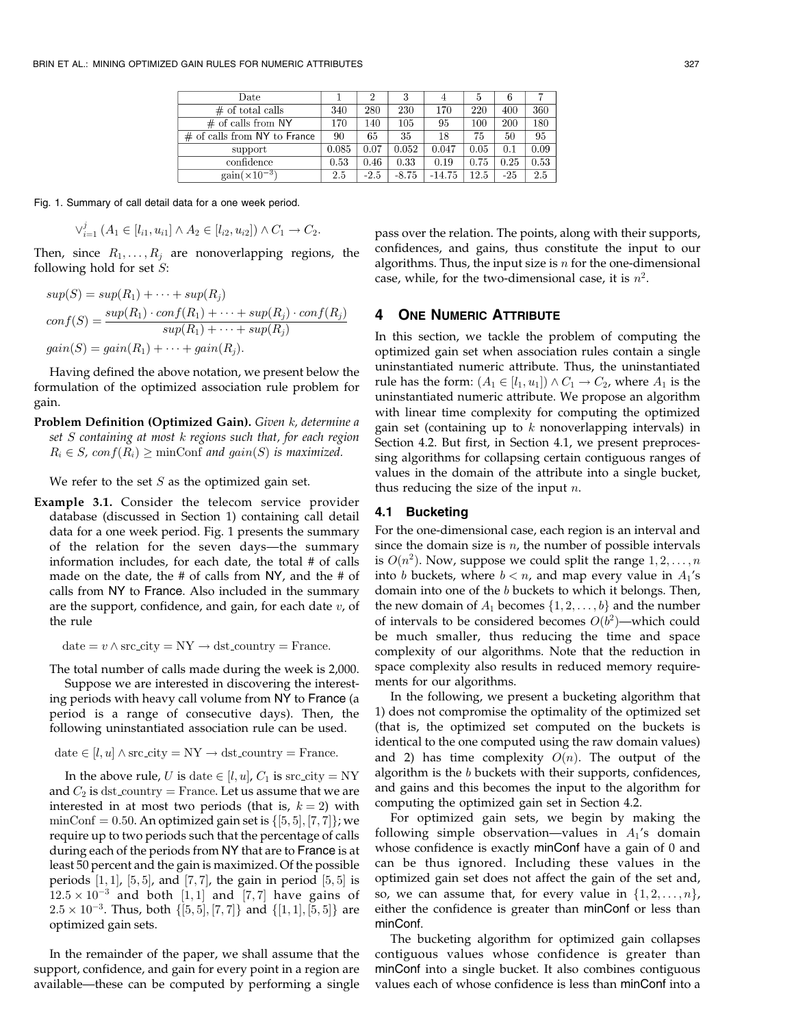| Date | 1 | 2 | 3 | 4 | 5 | 6 | 7 |
|---|---|---|---|---|---|---|---|
| # of total calls | 340 | 280 | 230 | 170 | 220 | 400 | 360 |
| # of calls from NY | 170 | 140 | 105 | 95 | 100 | 200 | 180 |
| # of calls from NY to France | 90 | 65 | 35 | 18 | 75 | 50 | 95 |
| support | 0.085 | 0.07 | 0.052 | 0.047 | 0.05 | 0.1 | 0.09 |
| confidence | 0.53 | 0.46 | 0.33 | 0.19 | 0.75 | 0.25 | 0.53 |
| gain($\times 10^{-3}$) | 2.5 | -2.5 | -8.75 | -14.75 | 12.5 | -25 | 2.5 |

Fig. 1. Summary of call detail data for a one week period.

$$\vee_{i=1}^{j} (A_1 \in [l_{i1}, u_{i1}] \wedge A_2 \in [l_{i2}, u_{i2}]) \wedge C_1 \rightarrow C_2.$$

Then, since $R_1, \ldots, R_j$ are nonoverlapping regions, the following hold for set $S$:

$$sup(S) = sup(R_1) + \cdots + sup(R_j)$$

$$conf(S) = \frac{sup(R_1) \cdot conf(R_1) + \cdots + sup(R_j) \cdot conf(R_j)}{sup(R_1) + \cdots + sup(R_j)}$$

$$gain(S) = gain(R_1) + \cdots + gain(R_j).$$

Having defined the above notation, we present below the formulation of the optimized association rule problem for gain.

**Problem Definition (Optimized Gain).** *Given $k$, determine a set $S$ containing at most $k$ regions such that, for each region $R_i \in S$, $conf(R_i) \geq$ minConf and $gain(S)$ is maximized.*

We refer to the set $S$ as the optimized gain set.

**Example 3.1.** Consider the telecom service provider database (discussed in Section 1) containing call detail data for a one week period. Fig. 1 presents the summary of the relation for the seven days—the summary information includes, for each date, the total # of calls made on the date, the # of calls from NY, and the # of calls from NY to France. Also included in the summary are the support, confidence, and gain, for each date $v$, of the rule

$$\text{date} = v \wedge \text{src\_city} = \text{NY} \rightarrow \text{dst\_country} = \text{France}.$$

The total number of calls made during the week is 2,000.

Suppose we are interested in discovering the interesting periods with heavy call volume from NY to France (a period is a range of consecutive days). Then, the following uninstantiated association rule can be used.

$$\text{date} \in [l, u] \wedge \text{src\_city} = \text{NY} \rightarrow \text{dst\_country} = \text{France}.$$

In the above rule, $U$ is date $\in [l, u]$, $C_1$ is src_city = NY and $C_2$ is dst_country = France. Let us assume that we are interested in at most two periods (that is, $k = 2$) with minConf $= 0.50$. An optimized gain set is $\{[5, 5], [7, 7]\}$; we require up to two periods such that the percentage of calls during each of the periods from NY that are to France is at least 50 percent and the gain is maximized. Of the possible periods $[1, 1]$, $[5, 5]$, and $[7, 7]$, the gain in period $[5, 5]$ is $12.5 \times 10^{-3}$ and both $[1, 1]$ and $[7, 7]$ have gains of $2.5 \times 10^{-3}$. Thus, both $\{[5, 5], [7, 7]\}$ and $\{[1, 1], [5, 5]\}$ are optimized gain sets.

In the remainder of the paper, we shall assume that the support, confidence, and gain for every point in a region are available—these can be computed by performing a single pass over the relation. The points, along with their supports, confidences, and gains, thus constitute the input to our algorithms. Thus, the input size is $n$ for the one-dimensional case, while, for the two-dimensional case, it is $n^2$.

## 4 One Numeric Attribute

In this section, we tackle the problem of computing the optimized gain set when association rules contain a single uninstantiated numeric attribute. Thus, the uninstantiated rule has the form: $(A_1 \in [l_1, u_1]) \wedge C_1 \rightarrow C_2$, where $A_1$ is the uninstantiated numeric attribute. We propose an algorithm with linear time complexity for computing the optimized gain set (containing up to $k$ nonoverlapping intervals) in Section 4.2. But first, in Section 4.1, we present preprocessing algorithms for collapsing certain contiguous ranges of values in the domain of the attribute into a single bucket, thus reducing the size of the input $n$.

### 4.1 Bucketing

For the one-dimensional case, each region is an interval and since the domain size is $n$, the number of possible intervals is $O(n^2)$. Now, suppose we could split the range $1, 2, \ldots, n$ into $b$ buckets, where $b < n$, and map every value in $A_1$'s domain into one of the $b$ buckets to which it belongs. Then, the new domain of $A_1$ becomes $\{1, 2, \ldots, b\}$ and the number of intervals to be considered becomes $O(b^2)$—which could be much smaller, thus reducing the time and space complexity of our algorithms. Note that the reduction in space complexity also results in reduced memory requirements for our algorithms.

In the following, we present a bucketing algorithm that 1) does not compromise the optimality of the optimized set (that is, the optimized set computed on the buckets is identical to the one computed using the raw domain values) and 2) has time complexity $O(n)$. The output of the algorithm is the $b$ buckets with their supports, confidences, and gains and this becomes the input to the algorithm for computing the optimized gain set in Section 4.2.

For optimized gain sets, we begin by making the following simple observation—values in $A_1$'s domain whose confidence is exactly minConf have a gain of 0 and can be thus ignored. Including these values in the optimized gain set does not affect the gain of the set and, so, we can assume that, for every value in $\{1, 2, \ldots, n\}$, either the confidence is greater than minConf or less than minConf.

The bucketing algorithm for optimized gain collapses contiguous values whose confidence is greater than minConf into a single bucket. It also combines contiguous values each of whose confidence is less than minConf into a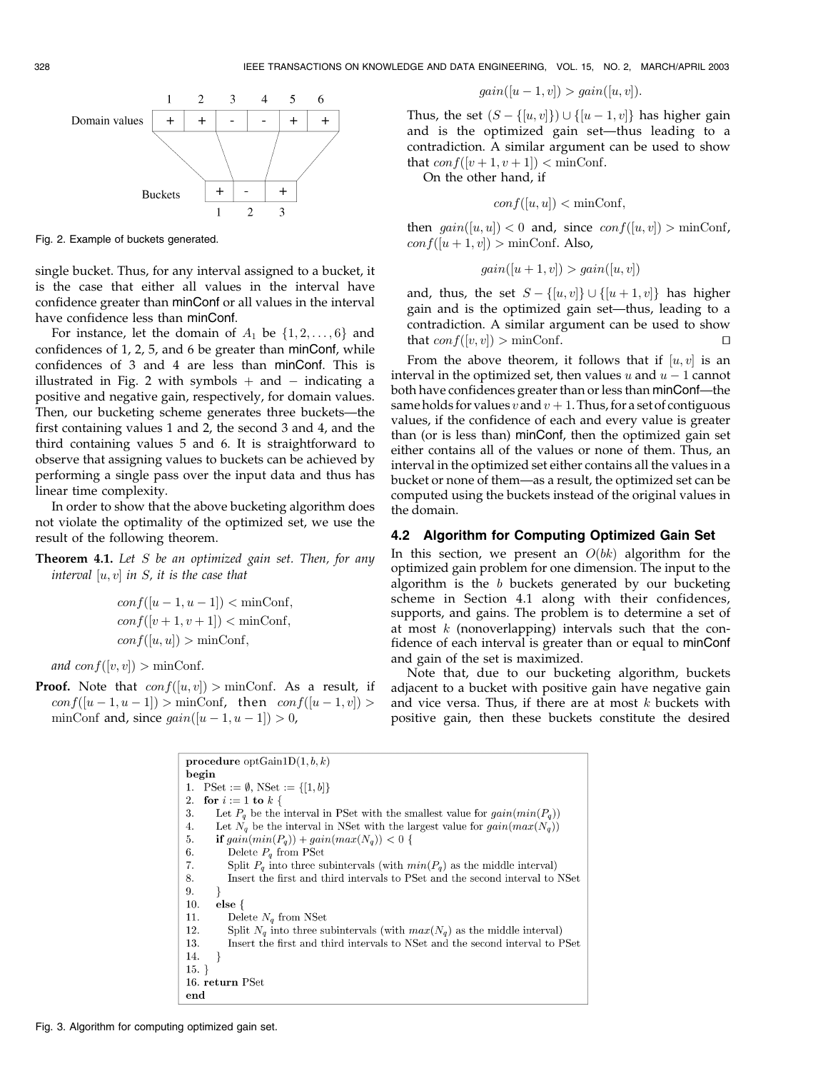Fig. 2. Example of buckets generated.

single bucket. Thus, for any interval assigned to a bucket, it is the case that either all values in the interval have confidence greater than minConf or all values in the interval have confidence less than minConf.

For instance, let the domain of $A_1$ be $\{1, 2, \ldots, 6\}$ and confidences of 1, 2, 5, and 6 be greater than minConf, while confidences of 3 and 4 are less than minConf. This is illustrated in Fig. 2 with symbols + and − indicating a positive and negative gain, respectively, for domain values. Then, our bucketing scheme generates three buckets—the first containing values 1 and 2, the second 3 and 4, and the third containing values 5 and 6. It is straightforward to observe that assigning values to buckets can be achieved by performing a single pass over the input data and thus has linear time complexity.

In order to show that the above bucketing algorithm does not violate the optimality of the optimized set, we use the result of the following theorem.

**Theorem 4.1.** *Let S be an optimized gain set. Then, for any interval* $[u, v]$ *in S, it is the case that*

$$conf([u-1, u-1]) < \text{minConf},$$
$$conf([v+1, v+1]) < \text{minConf},$$
$$conf([u, u]) > \text{minConf},$$

*and* $conf([v, v]) > \text{minConf}$.

**Proof.** Note that $conf([u, v]) > \text{minConf}$. As a result, if $conf([u-1, u-1]) > \text{minConf}$, then $conf([u-1, v]) > \text{minConf}$ and, since $gain([u-1, u-1]) > 0$,

$$gain([u-1, v]) > gain([u, v]).$$

Thus, the set $(S - \{[u, v]\}) \cup \{[u-1, v]\}$ has higher gain and is the optimized gain set—thus leading to a contradiction. A similar argument can be used to show that $conf([v+1, v+1]) < \text{minConf}$.

On the other hand, if

$$conf([u, u]) < \text{minConf},$$

then $gain([u, u]) < 0$ and, since $conf([u, v]) > \text{minConf}$, $conf([u+1, v]) > \text{minConf}$. Also,

$$gain([u+1, v]) > gain([u, v])$$

and, thus, the set $S - \{[u, v]\} \cup \{[u+1, v]\}$ has higher gain and is the optimized gain set—thus, leading to a contradiction. A similar argument can be used to show that $conf([v, v]) > \text{minConf}$. □

From the above theorem, it follows that if $[u, v]$ is an interval in the optimized set, then values $u$ and $u-1$ cannot both have confidences greater than or less than minConf—the same holds for values $v$ and $v+1$. Thus, for a set of contiguous values, if the confidence of each and every value is greater than (or is less than) minConf, then the optimized gain set either contains all of the values or none of them. Thus, an interval in the optimized set either contains all the values in a bucket or none of them—as a result, the optimized set can be computed using the buckets instead of the original values in the domain.

### 4.2 Algorithm for Computing Optimized Gain Set

In this section, we present an $O(bk)$ algorithm for the optimized gain problem for one dimension. The input to the algorithm is the $b$ buckets generated by our bucketing scheme in Section 4.1 along with their confidences, supports, and gains. The problem is to determine a set of at most $k$ (nonoverlapping) intervals such that the confidence of each interval is greater than or equal to minConf and gain of the set is maximized.

Note that, due to our bucketing algorithm, buckets adjacent to a bucket with positive gain have negative gain and vice versa. Thus, if there are at most $k$ buckets with positive gain, then these buckets constitute the desired

```
procedure optGain1D(1, b, k)
begin
1.  PSet := ∅, NSet := {[1, b]}
2.  for i := 1 to k {
3.     Let P_q be the interval in PSet with the smallest value for gain(min(P_q))
4.     Let N_q be the interval in NSet with the largest value for gain(max(N_q))
5.     if gain(min(P_q)) + gain(max(N_q)) < 0 {
6.        Delete P_q from PSet
7.        Split P_q into three subintervals (with min(P_q) as the middle interval)
8.        Insert the first and third intervals to PSet and the second interval to NSet
9.     }
10.    else {
11.       Delete N_q from NSet
12.       Split N_q into three subintervals (with max(N_q) as the middle interval)
13.       Insert the first and third intervals to NSet and the second interval to PSet
14.    }
15. }
16. return PSet
end
```

Fig. 3. Algorithm for computing optimized gain set.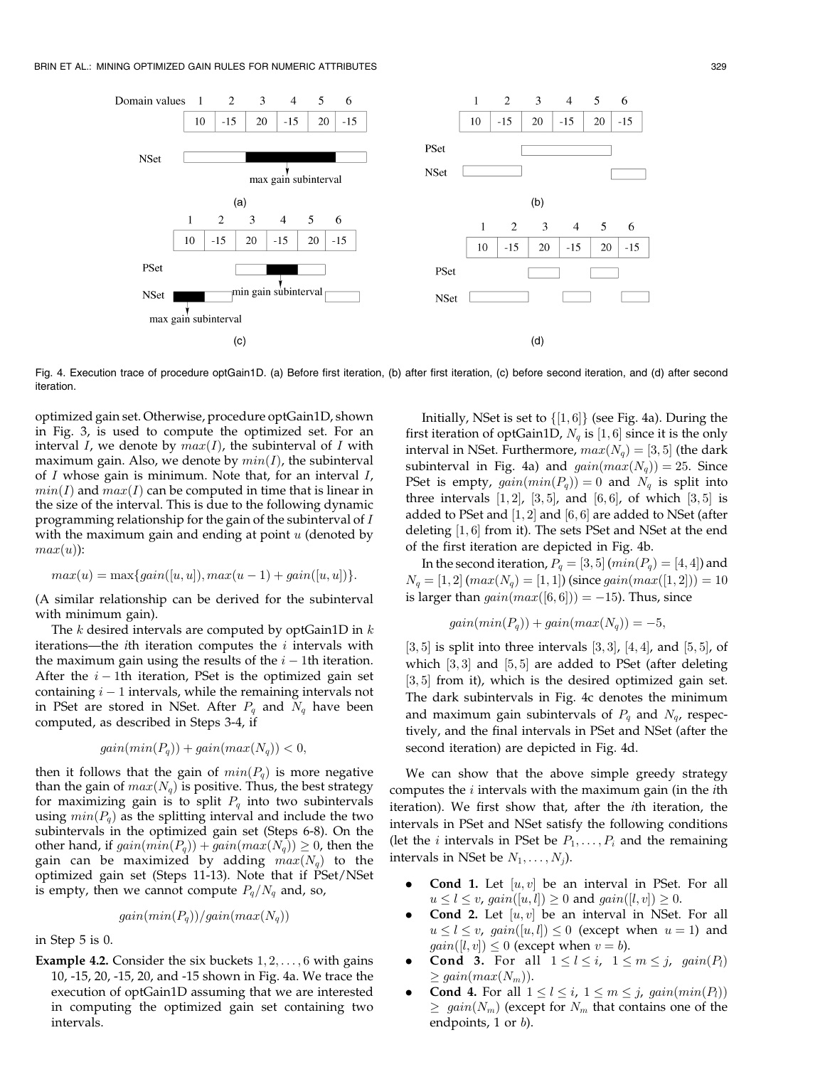Fig. 4. Execution trace of procedure optGain1D. (a) Before first iteration, (b) after first iteration, (c) before second iteration, and (d) after second iteration.

optimized gain set. Otherwise, procedure optGain1D, shown in Fig. 3, is used to compute the optimized set. For an interval $I$, we denote by $max(I)$, the subinterval of $I$ with maximum gain. Also, we denote by $min(I)$, the subinterval of $I$ whose gain is minimum. Note that, for an interval $I$, $min(I)$ and $max(I)$ can be computed in time that is linear in the size of the interval. This is due to the following dynamic programming relationship for the gain of the subinterval of $I$ with the maximum gain and ending at point $u$ (denoted by $max(u)$):

$$max(u) = \max\{gain([u,u]), max(u-1) + gain([u,u])\}.$$

(A similar relationship can be derived for the subinterval with minimum gain).

The $k$ desired intervals are computed by optGain1D in $k$ iterations—the $i$th iteration computes the $i$ intervals with the maximum gain using the results of the $i-1$th iteration. After the $i-1$th iteration, PSet is the optimized gain set containing $i-1$ intervals, while the remaining intervals not in PSet are stored in NSet. After $P_q$ and $N_q$ have been computed, as described in Steps 3-4, if

$$gain(min(P_q)) + gain(max(N_q)) < 0,$$

then it follows that the gain of $min(P_q)$ is more negative than the gain of $max(N_q)$ is positive. Thus, the best strategy for maximizing gain is to split $P_q$ into two subintervals using $min(P_q)$ as the splitting interval and include the two subintervals in the optimized gain set (Steps 6-8). On the other hand, if $gain(min(P_q)) + gain(max(N_q)) \geq 0$, then the gain can be maximized by adding $max(N_q)$ to the optimized gain set (Steps 11-13). Note that if PSet/NSet is empty, then we cannot compute $P_q/N_q$ and, so,

$$gain(min(P_q))/gain(max(N_q))$$

in Step 5 is 0.

**Example 4.2.** Consider the six buckets $1, 2, \ldots, 6$ with gains 10, -15, 20, -15, 20, and -15 shown in Fig. 4a. We trace the execution of optGain1D assuming that we are interested in computing the optimized gain set containing two intervals.

Initially, NSet is set to $\{[1,6]\}$ (see Fig. 4a). During the first iteration of optGain1D, $N_q$ is $[1,6]$ since it is the only interval in NSet. Furthermore, $max(N_q) = [3,5]$ (the dark subinterval in Fig. 4a) and $gain(max(N_q)) = 25$. Since PSet is empty, $gain(min(P_q)) = 0$ and $N_q$ is split into three intervals $[1,2]$, $[3,5]$, and $[6,6]$, of which $[3,5]$ is added to PSet and $[1,2]$ and $[6,6]$ are added to NSet (after deleting $[1,6]$ from it). The sets PSet and NSet at the end of the first iteration are depicted in Fig. 4b.

In the second iteration, $P_q = [3,5]$ ($min(P_q) = [4,4]$) and $N_q = [1,2]$ ($max(N_q) = [1,1]$) (since $gain(max([1,2])) = 10$ is larger than $gain(max([6,6])) = -15$). Thus, since

$$gain(min(P_q)) + gain(max(N_q)) = -5,$$

$[3,5]$ is split into three intervals $[3,3]$, $[4,4]$, and $[5,5]$, of which $[3,3]$ and $[5,5]$ are added to PSet (after deleting $[3,5]$ from it), which is the desired optimized gain set. The dark subintervals in Fig. 4c denotes the minimum and maximum gain subintervals of $P_q$ and $N_q$, respectively, and the final intervals in PSet and NSet (after the second iteration) are depicted in Fig. 4d.

We can show that the above simple greedy strategy computes the $i$ intervals with the maximum gain (in the $i$th iteration). We first show that, after the $i$th iteration, the intervals in PSet and NSet satisfy the following conditions (let the $i$ intervals in PSet be $P_1, \ldots, P_i$ and the remaining intervals in NSet be $N_1, \ldots, N_j$).

- **Cond 1.** Let $[u,v]$ be an interval in PSet. For all $u \leq l \leq v$, $gain([u,l]) \geq 0$ and $gain([l,v]) \geq 0$.
- **Cond 2.** Let $[u,v]$ be an interval in NSet. For all $u \leq l \leq v$, $gain([u,l]) \leq 0$ (except when $u = 1$) and $gain([l,v]) \leq 0$ (except when $v = b$).
- **Cond 3.** For all $1 \leq l \leq i$, $1 \leq m \leq j$, $gain(P_l) \geq gain(max(N_m))$.
- **Cond 4.** For all $1 \leq l \leq i$, $1 \leq m \leq j$, $gain(min(P_l)) \geq gain(N_m)$ (except for $N_m$ that contains one of the endpoints, 1 or $b$).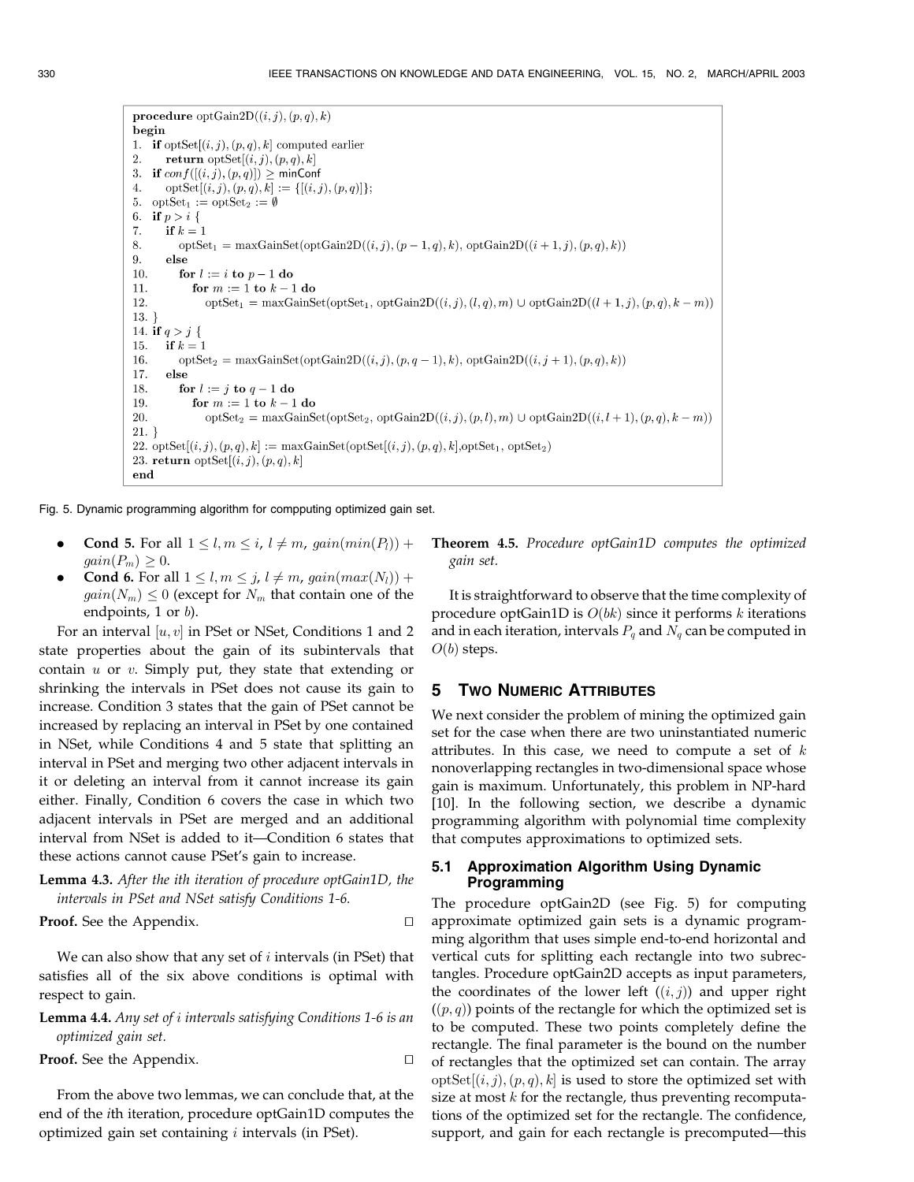```
procedure optGain2D((i, j), (p, q), k)
begin
1.  if optSet[(i, j), (p, q), k] computed earlier
2.      return optSet[(i, j), (p, q), k]
3.  if conf([(i, j), (p, q)]) ≥ minConf
4.      optSet[(i, j), (p, q), k] := {[(i, j), (p, q)]};
5.  optSet1 := optSet2 := ∅
6.  if p > i {
7.      if k = 1
8.          optSet1 = maxGainSet(optGain2D((i, j), (p − 1, q), k), optGain2D((i + 1, j), (p, q), k))
9.      else
10.         for l := i to p − 1 do
11.             for m := 1 to k − 1 do
12.                 optSet1 = maxGainSet(optSet1, optGain2D((i, j), (l, q), m) ∪ optGain2D((l + 1, j), (p, q), k − m))
13. }
14. if q > j {
15.     if k = 1
16.         optSet2 = maxGainSet(optGain2D((i, j), (p, q − 1), k), optGain2D((i, j + 1), (p, q), k))
17.     else
18.         for l := j to q − 1 do
19.             for m := 1 to k − 1 do
20.                 optSet2 = maxGainSet(optSet2, optGain2D((i, j), (p, l), m) ∪ optGain2D((i, l + 1), (p, q), k − m))
21. }
22. optSet[(i, j), (p, q), k] := maxGainSet(optSet[(i, j), (p, q), k], optSet1, optSet2)
23. return optSet[(i, j), (p, q), k]
end
```

Fig. 5. Dynamic programming algorithm for compputing optimized gain set.

- **Cond 5.** For all $1 \leq l, m \leq i$, $l \neq m$, $gain(min(P_l)) + gain(P_m) \geq 0$.
- **Cond 6.** For all $1 \leq l, m \leq j$, $l \neq m$, $gain(max(N_l)) + gain(N_m) \leq 0$ (except for $N_m$ that contain one of the endpoints, 1 or $b$).

For an interval $[u, v]$ in PSet or NSet, Conditions 1 and 2 state properties about the gain of its subintervals that contain $u$ or $v$. Simply put, they state that extending or shrinking the intervals in PSet does not cause its gain to increase. Condition 3 states that the gain of PSet cannot be increased by replacing an interval in PSet by one contained in NSet, while Conditions 4 and 5 state that splitting an interval in PSet and merging two other adjacent intervals in it or deleting an interval from it cannot increase its gain either. Finally, Condition 6 covers the case in which two adjacent intervals in PSet are merged and an additional interval from NSet is added to it—Condition 6 states that these actions cannot cause PSet's gain to increase.

**Lemma 4.3.** *After the ith iteration of procedure optGain1D, the intervals in PSet and NSet satisfy Conditions 1-6.*

**Proof.** See the Appendix. □

We can also show that any set of $i$ intervals (in PSet) that satisfies all of the six above conditions is optimal with respect to gain.

**Lemma 4.4.** *Any set of i intervals satisfying Conditions 1-6 is an optimized gain set.*

**Proof.** See the Appendix. □

From the above two lemmas, we can conclude that, at the end of the $i$th iteration, procedure optGain1D computes the optimized gain set containing $i$ intervals (in PSet).

**Theorem 4.5.** *Procedure optGain1D computes the optimized gain set.*

It is straightforward to observe that the time complexity of procedure optGain1D is $O(bk)$ since it performs $k$ iterations and in each iteration, intervals $P_q$ and $N_q$ can be computed in $O(b)$ steps.

## 5 Two Numeric Attributes

We next consider the problem of mining the optimized gain set for the case when there are two uninstantiated numeric attributes. In this case, we need to compute a set of $k$ nonoverlapping rectangles in two-dimensional space whose gain is maximum. Unfortunately, this problem in NP-hard [10]. In the following section, we describe a dynamic programming algorithm with polynomial time complexity that computes approximations to optimized sets.

### 5.1 Approximation Algorithm Using Dynamic Programming

The procedure optGain2D (see Fig. 5) for computing approximate optimized gain sets is a dynamic programming algorithm that uses simple end-to-end horizontal and vertical cuts for splitting each rectangle into two subrectangles. Procedure optGain2D accepts as input parameters, the coordinates of the lower left ($(i, j)$) and upper right ($(p, q)$) points of the rectangle for which the optimized set is to be computed. These two points completely define the rectangle. The final parameter is the bound on the number of rectangles that the optimized set can contain. The array $\text{optSet}[(i, j), (p, q), k]$ is used to store the optimized set with size at most $k$ for the rectangle, thus preventing recomputations of the optimized set for the rectangle. The confidence, support, and gain for each rectangle is precomputed—this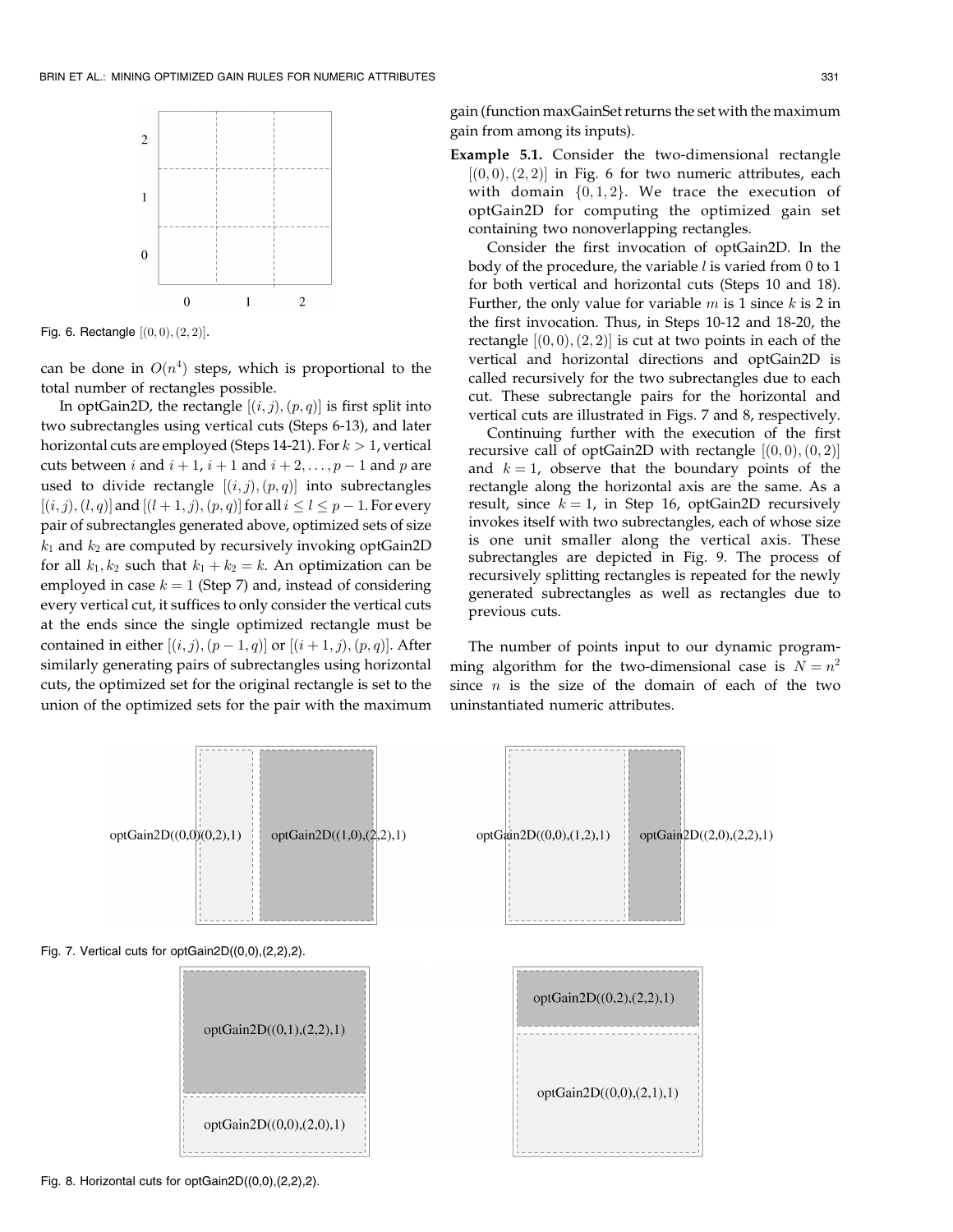Fig. 6. Rectangle $[(0,0),(2,2)]$.

can be done in $O(n^4)$ steps, which is proportional to the total number of rectangles possible.

In optGain2D, the rectangle $[(i,j),(p,q)]$ is first split into two subrectangles using vertical cuts (Steps 6-13), and later horizontal cuts are employed (Steps 14-21). For $k > 1$, vertical cuts between $i$ and $i+1$, $i+1$ and $i+2, \ldots, p-1$ and $p$ are used to divide rectangle $[(i,j),(p,q)]$ into subrectangles $[(i,j),(l,q)]$ and $[(l+1,j),(p,q)]$ for all $i \leq l \leq p-1$. For every pair of subrectangles generated above, optimized sets of size $k_1$ and $k_2$ are computed by recursively invoking optGain2D for all $k_1, k_2$ such that $k_1 + k_2 = k$. An optimization can be employed in case $k = 1$ (Step 7) and, instead of considering every vertical cut, it suffices to only consider the vertical cuts at the ends since the single optimized rectangle must be contained in either $[(i,j),(p-1,q)]$ or $[(i+1,j),(p,q)]$. After similarly generating pairs of subrectangles using horizontal cuts, the optimized set for the original rectangle is set to the union of the optimized sets for the pair with the maximum gain (function maxGainSet returns the set with the maximum gain from among its inputs).

**Example 5.1.** Consider the two-dimensional rectangle $[(0,0),(2,2)]$ in Fig. 6 for two numeric attributes, each with domain $\{0,1,2\}$. We trace the execution of optGain2D for computing the optimized gain set containing two nonoverlapping rectangles.

Consider the first invocation of optGain2D. In the body of the procedure, the variable $l$ is varied from 0 to 1 for both vertical and horizontal cuts (Steps 10 and 18). Further, the only value for variable $m$ is 1 since $k$ is 2 in the first invocation. Thus, in Steps 10-12 and 18-20, the rectangle $[(0,0),(2,2)]$ is cut at two points in each of the vertical and horizontal directions and optGain2D is called recursively for the two subrectangles due to each cut. These subrectangle pairs for the horizontal and vertical cuts are illustrated in Figs. 7 and 8, respectively.

Continuing further with the execution of the first recursive call of optGain2D with rectangle $[(0,0),(0,2)]$ and $k = 1$, observe that the boundary points of the rectangle along the horizontal axis are the same. As a result, since $k = 1$, in Step 16, optGain2D recursively invokes itself with two subrectangles, each of whose size is one unit smaller along the vertical axis. These subrectangles are depicted in Fig. 9. The process of recursively splitting rectangles is repeated for the newly generated subrectangles as well as rectangles due to previous cuts.

The number of points input to our dynamic programming algorithm for the two-dimensional case is $N = n^2$ since $n$ is the size of the domain of each of the two uninstantiated numeric attributes.

Fig. 7. Vertical cuts for optGain2D((0,0),(2,2),2).

Fig. 8. Horizontal cuts for optGain2D((0,0),(2,2),2).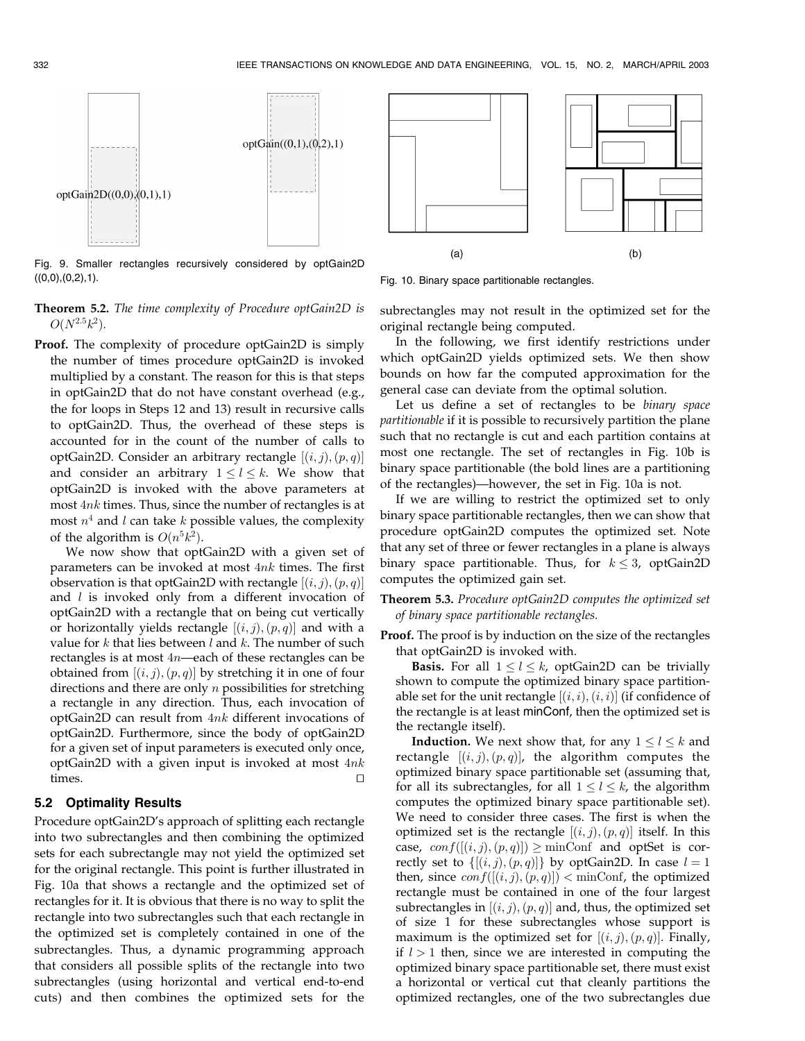Fig. 9. Smaller rectangles recursively considered by optGain2D ((0,0),(0,2),1).

Fig. 10. Binary space partitionable rectangles.

**Theorem 5.2.** *The time complexity of Procedure optGain2D is $O(N^{2.5}k^2)$.*

**Proof.** The complexity of procedure optGain2D is simply the number of times procedure optGain2D is invoked multiplied by a constant. The reason for this is that steps in optGain2D that do not have constant overhead (e.g., the for loops in Steps 12 and 13) result in recursive calls to optGain2D. Thus, the overhead of these steps is accounted for in the count of the number of calls to optGain2D. Consider an arbitrary rectangle $[(i,j),(p,q)]$ and consider an arbitrary $1 \leq l \leq k$. We show that optGain2D is invoked with the above parameters at most $4nk$ times. Thus, since the number of rectangles is at most $n^4$ and $l$ can take $k$ possible values, the complexity of the algorithm is $O(n^5k^2)$.

We now show that optGain2D with a given set of parameters can be invoked at most $4nk$ times. The first observation is that optGain2D with rectangle $[(i,j),(p,q)]$ and $l$ is invoked only from a different invocation of optGain2D with a rectangle that on being cut vertically or horizontally yields rectangle $[(i,j),(p,q)]$ and with a value for $k$ that lies between $l$ and $k$. The number of such rectangles is at most $4n$—each of these rectangles can be obtained from $[(i,j),(p,q)]$ by stretching it in one of four directions and there are only $n$ possibilities for stretching a rectangle in any direction. Thus, each invocation of optGain2D can result from $4nk$ different invocations of optGain2D. Furthermore, since the body of optGain2D for a given set of input parameters is executed only once, optGain2D with a given input is invoked at most $4nk$ times. □

### 5.2 Optimality Results

Procedure optGain2D's approach of splitting each rectangle into two subrectangles and then combining the optimized sets for each subrectangle may not yield the optimized set for the original rectangle. This point is further illustrated in Fig. 10a that shows a rectangle and the optimized set of rectangles for it. It is obvious that there is no way to split the rectangle into two subrectangles such that each rectangle in the optimized set is completely contained in one of the subrectangles. Thus, a dynamic programming approach that considers all possible splits of the rectangle into two subrectangles (using horizontal and vertical end-to-end cuts) and then combines the optimized sets for the subrectangles may not result in the optimized set for the original rectangle being computed.

In the following, we first identify restrictions under which optGain2D yields optimized sets. We then show bounds on how far the computed approximation for the general case can deviate from the optimal solution.

Let us define a set of rectangles to be *binary space partitionable* if it is possible to recursively partition the plane such that no rectangle is cut and each partition contains at most one rectangle. The set of rectangles in Fig. 10b is binary space partitionable (the bold lines are a partitioning of the rectangles)—however, the set in Fig. 10a is not.

If we are willing to restrict the optimized set to only binary space partitionable rectangles, then we can show that procedure optGain2D computes the optimized set. Note that any set of three or fewer rectangles in a plane is always binary space partitionable. Thus, for $k \leq 3$, optGain2D computes the optimized gain set.

**Theorem 5.3.** *Procedure optGain2D computes the optimized set of binary space partitionable rectangles.*

**Proof.** The proof is by induction on the size of the rectangles that optGain2D is invoked with.

**Basis.** For all $1 \leq l \leq k$, optGain2D can be trivially shown to compute the optimized binary space partitionable set for the unit rectangle $[(i,i),(i,i)]$ (if confidence of the rectangle is at least minConf, then the optimized set is the rectangle itself).

**Induction.** We next show that, for any $1 \leq l \leq k$ and rectangle $[(i,j),(p,q)]$, the algorithm computes the optimized binary space partitionable set (assuming that, for all its subrectangles, for all $1 \leq l \leq k$, the algorithm computes the optimized binary space partitionable set). We need to consider three cases. The first is when the optimized set is the rectangle $[(i,j),(p,q)]$ itself. In this case, $conf([(i,j),(p,q)]) \geq \text{minConf}$ and optSet is correctly set to $\{[(i,j),(p,q)]\}$ by optGain2D. In case $l = 1$ then, since $conf([(i,j),(p,q)]) < \text{minConf}$, the optimized rectangle must be contained in one of the four largest subrectangles in $[(i,j),(p,q)]$ and, thus, the optimized set of size 1 for these subrectangles whose support is maximum is the optimized set for $[(i,j),(p,q)]$. Finally, if $l > 1$ then, since we are interested in computing the optimized binary space partitionable set, there must exist a horizontal or vertical cut that cleanly partitions the optimized rectangles, one of the two subrectangles due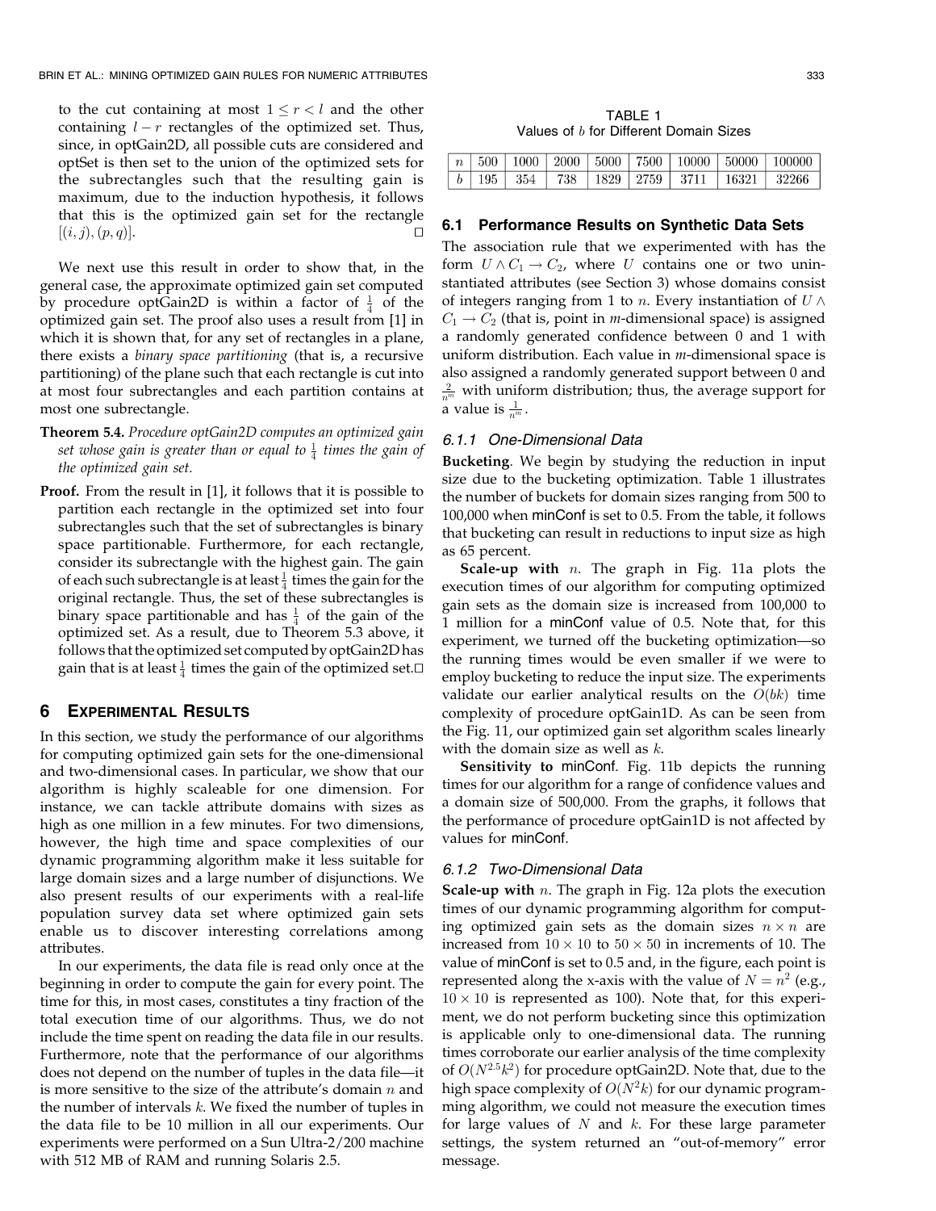to the cut containing at most $1 \leq r < l$ and the other containing $l - r$ rectangles of the optimized set. Thus, since, in optGain2D, all possible cuts are considered and optSet is then set to the union of the optimized sets for the subrectangles such that the resulting gain is maximum, due to the induction hypothesis, it follows that this is the optimized gain set for the rectangle $[(i, j), (p, q)]$. □

We next use this result in order to show that, in the general case, the approximate optimized gain set computed by procedure optGain2D is within a factor of $\frac{1}{4}$ of the optimized gain set. The proof also uses a result from [1] in which it is shown that, for any set of rectangles in a plane, there exists a *binary space partitioning* (that is, a recursive partitioning) of the plane such that each rectangle is cut into at most four subrectangles and each partition contains at most one subrectangle.

**Theorem 5.4.** *Procedure optGain2D computes an optimized gain set whose gain is greater than or equal to $\frac{1}{4}$ times the gain of the optimized gain set.*

**Proof.** From the result in [1], it follows that it is possible to partition each rectangle in the optimized set into four subrectangles such that the set of subrectangles is binary space partitionable. Furthermore, for each rectangle, consider its subrectangle with the highest gain. The gain of each such subrectangle is at least $\frac{1}{4}$ times the gain for the original rectangle. Thus, the set of these subrectangles is binary space partitionable and has $\frac{1}{4}$ of the gain of the optimized set. As a result, due to Theorem 5.3 above, it follows that the optimized set computed by optGain2D has gain that is at least $\frac{1}{4}$ times the gain of the optimized set. □

## 6 Experimental Results

In this section, we study the performance of our algorithms for computing optimized gain sets for the one-dimensional and two-dimensional cases. In particular, we show that our algorithm is highly scaleable for one dimension. For instance, we can tackle attribute domains with sizes as high as one million in a few minutes. For two dimensions, however, the high time and space complexities of our dynamic programming algorithm make it less suitable for large domain sizes and a large number of disjunctions. We also present results of our experiments with a real-life population survey data set where optimized gain sets enable us to discover interesting correlations among attributes.

In our experiments, the data file is read only once at the beginning in order to compute the gain for every point. The time for this, in most cases, constitutes a tiny fraction of the total execution time of our algorithms. Thus, we do not include the time spent on reading the data file in our results. Furthermore, note that the performance of our algorithms does not depend on the number of tuples in the data file—it is more sensitive to the size of the attribute's domain $n$ and the number of intervals $k$. We fixed the number of tuples in the data file to be 10 million in all our experiments. Our experiments were performed on a Sun Ultra-2/200 machine with 512 MB of RAM and running Solaris 2.5.

TABLE 1
Values of $b$ for Different Domain Sizes

| $n$ | 500 | 1000 | 2000 | 5000 | 7500 | 10000 | 50000 | 100000 |
|---|---|---|---|---|---|---|---|---|
| $b$ | 195 | 354 | 738 | 1829 | 2759 | 3711 | 16321 | 32266 |

### 6.1 Performance Results on Synthetic Data Sets

The association rule that we experimented with has the form $U \wedge C_1 \rightarrow C_2$, where $U$ contains one or two uninstantiated attributes (see Section 3) whose domains consist of integers ranging from 1 to $n$. Every instantiation of $U \wedge C_1 \rightarrow C_2$ (that is, point in $m$-dimensional space) is assigned a randomly generated confidence between 0 and 1 with uniform distribution. Each value in $m$-dimensional space is also assigned a randomly generated support between 0 and $\frac{2}{n^m}$ with uniform distribution; thus, the average support for a value is $\frac{1}{n^m}$.

#### 6.1.1 One-Dimensional Data

**Bucketing**. We begin by studying the reduction in input size due to the bucketing optimization. Table 1 illustrates the number of buckets for domain sizes ranging from 500 to 100,000 when minConf is set to 0.5. From the table, it follows that bucketing can result in reductions to input size as high as 65 percent.

**Scale-up with $n$.** The graph in Fig. 11a plots the execution times of our algorithm for computing optimized gain sets as the domain size is increased from 100,000 to 1 million for a minConf value of 0.5. Note that, for this experiment, we turned off the bucketing optimization—so the running times would be even smaller if we were to employ bucketing to reduce the input size. The experiments validate our earlier analytical results on the $O(bk)$ time complexity of procedure optGain1D. As can be seen from the Fig. 11, our optimized gain set algorithm scales linearly with the domain size as well as $k$.

**Sensitivity to minConf**. Fig. 11b depicts the running times for our algorithm for a range of confidence values and a domain size of 500,000. From the graphs, it follows that the performance of procedure optGain1D is not affected by values for minConf.

#### 6.1.2 Two-Dimensional Data

**Scale-up with $n$.** The graph in Fig. 12a plots the execution times of our dynamic programming algorithm for computing optimized gain sets as the domain sizes $n \times n$ are increased from $10 \times 10$ to $50 \times 50$ in increments of 10. The value of minConf is set to 0.5 and, in the figure, each point is represented along the x-axis with the value of $N = n^2$ (e.g., $10 \times 10$ is represented as 100). Note that, for this experiment, we do not perform bucketing since this optimization is applicable only to one-dimensional data. The running times corroborate our earlier analysis of the time complexity of $O(N^{2.5}k^2)$ for procedure optGain2D. Note that, due to the high space complexity of $O(N^2k)$ for our dynamic programming algorithm, we could not measure the execution times for large values of $N$ and $k$. For these large parameter settings, the system returned an "out-of-memory" error message.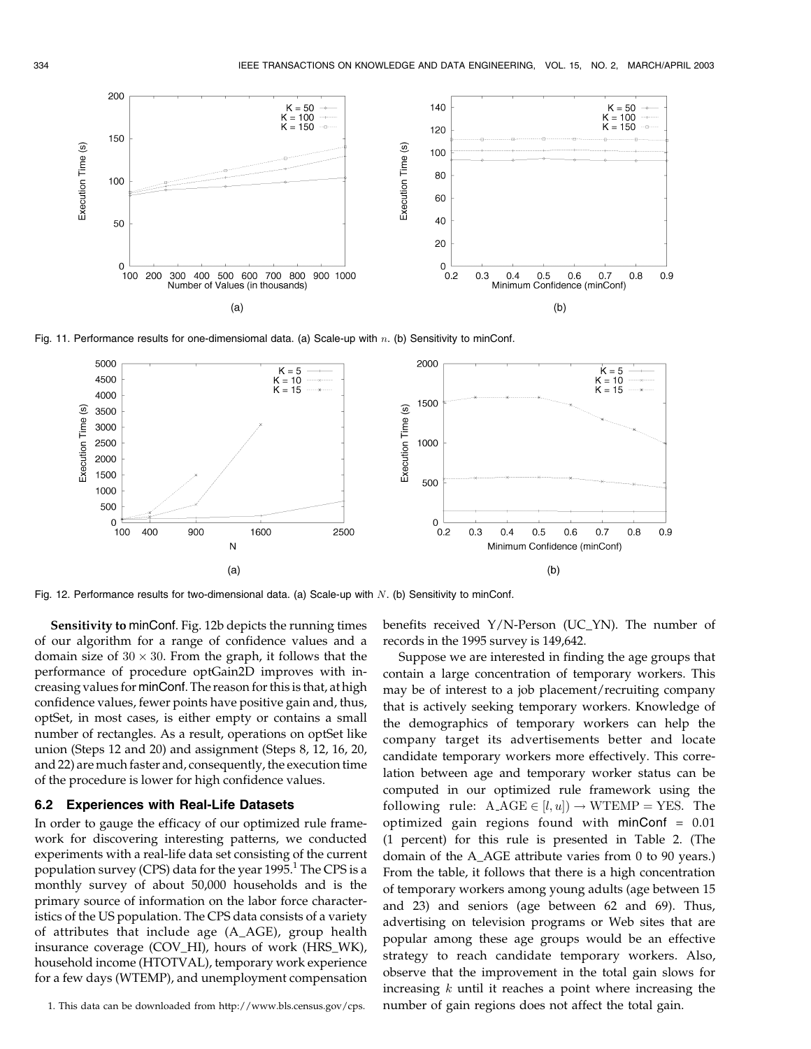Fig. 11. Performance results for one-dimensiomal data. (a) Scale-up with $n$. (b) Sensitivity to minConf.

Fig. 12. Performance results for two-dimensional data. (a) Scale-up with $N$. (b) Sensitivity to minConf.

**Sensitivity to** minConf. Fig. 12b depicts the running times of our algorithm for a range of confidence values and a domain size of $30 \times 30$. From the graph, it follows that the performance of procedure optGain2D improves with increasing values for minConf. The reason for this is that, at high confidence values, fewer points have positive gain and, thus, optSet, in most cases, is either empty or contains a small number of rectangles. As a result, operations on optSet like union (Steps 12 and 20) and assignment (Steps 8, 12, 16, 20, and 22) are much faster and, consequently, the execution time of the procedure is lower for high confidence values.

### 6.2 Experiences with Real-Life Datasets

In order to gauge the efficacy of our optimized rule framework for discovering interesting patterns, we conducted experiments with a real-life data set consisting of the current population survey (CPS) data for the year 1995.[1] The CPS is a monthly survey of about 50,000 households and is the primary source of information on the labor force characteristics of the US population. The CPS data consists of a variety of attributes that include age (A_AGE), group health insurance coverage (COV_HI), hours of work (HRS_WK), household income (HTOTVAL), temporary work experience for a few days (WTEMP), and unemployment compensation benefits received Y/N-Person (UC_YN). The number of records in the 1995 survey is 149,642.

Suppose we are interested in finding the age groups that contain a large concentration of temporary workers. This may be of interest to a job placement/recruiting company that is actively seeking temporary workers. Knowledge of the demographics of temporary workers can help the company target its advertisements better and locate candidate temporary workers more effectively. This correlation between age and temporary worker status can be computed in our optimized rule framework using the following rule: $\mathrm{A\_AGE} \in [l, u]) \rightarrow \mathrm{WTEMP} = \mathrm{YES}$. The optimized gain regions found with minConf = 0.01 (1 percent) for this rule is presented in Table 2. (The domain of the A_AGE attribute varies from 0 to 90 years.) From the table, it follows that there is a high concentration of temporary workers among young adults (age between 15 and 23) and seniors (age between 62 and 69). Thus, advertising on television programs or Web sites that are popular among these age groups would be an effective strategy to reach candidate temporary workers. Also, observe that the improvement in the total gain slows for increasing $k$ until it reaches a point where increasing the number of gain regions does not affect the total gain.

1. This data can be downloaded from http://www.bls.census.gov/cps.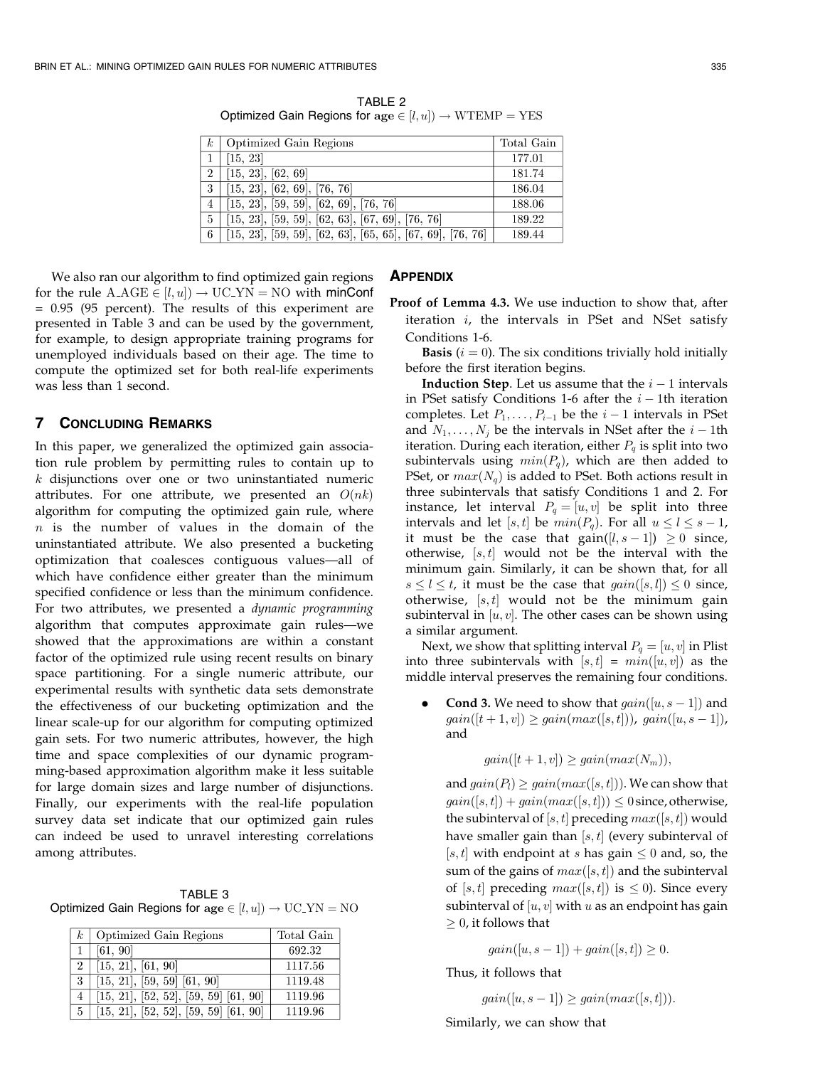TABLE 2
Optimized Gain Regions for $\text{age} \in [l, u]) \rightarrow \text{WTEMP} = \text{YES}$

| $k$ | Optimized Gain Regions | Total Gain |
|---|---|---|
| 1 | [15, 23] | 177.01 |
| 2 | [15, 23], [62, 69] | 181.74 |
| 3 | [15, 23], [62, 69], [76, 76] | 186.04 |
| 4 | [15, 23], [59, 59], [62, 69], [76, 76] | 188.06 |
| 5 | [15, 23], [59, 59], [62, 63], [67, 69], [76, 76] | 189.22 |
| 6 | [15, 23], [59, 59], [62, 63], [65, 65], [67, 69], [76, 76] | 189.44 |

We also ran our algorithm to find optimized gain regions for the rule $\text{A\_AGE} \in [l, u]) \rightarrow \text{UC\_YN} = \text{NO}$ with minConf = 0.95 (95 percent). The results of this experiment are presented in Table 3 and can be used by the government, for example, to design appropriate training programs for unemployed individuals based on their age. The time to compute the optimized set for both real-life experiments was less than 1 second.

## 7 Concluding Remarks

In this paper, we generalized the optimized gain association rule problem by permitting rules to contain up to $k$ disjunctions over one or two uninstantiated numeric attributes. For one attribute, we presented an $O(nk)$ algorithm for computing the optimized gain rule, where $n$ is the number of values in the domain of the uninstantiated attribute. We also presented a bucketing optimization that coalesces contiguous values—all of which have confidence either greater than the minimum specified confidence or less than the minimum confidence. For two attributes, we presented a *dynamic programming* algorithm that computes approximate gain rules—we showed that the approximations are within a constant factor of the optimized rule using recent results on binary space partitioning. For a single numeric attribute, our experimental results with synthetic data sets demonstrate the effectiveness of our bucketing optimization and the linear scale-up for our algorithm for computing optimized gain sets. For two numeric attributes, however, the high time and space complexities of our dynamic programming-based approximation algorithm make it less suitable for large domain sizes and large number of disjunctions. Finally, our experiments with the real-life population survey data set indicate that our optimized gain rules can indeed be used to unravel interesting correlations among attributes.

TABLE 3
Optimized Gain Regions for $\text{age} \in [l, u]) \rightarrow \text{UC\_YN} = \text{NO}$

| $k$ | Optimized Gain Regions | Total Gain |
|---|---|---|
| 1 | [61, 90] | 692.32 |
| 2 | [15, 21], [61, 90] | 1117.56 |
| 3 | [15, 21], [59, 59] [61, 90] | 1119.48 |
| 4 | [15, 21], [52, 52], [59, 59] [61, 90] | 1119.96 |
| 5 | [15, 21], [52, 52], [59, 59] [61, 90] | 1119.96 |

## Appendix

**Proof of Lemma 4.3.** We use induction to show that, after iteration $i$, the intervals in PSet and NSet satisfy Conditions 1-6.

**Basis** ($i = 0$). The six conditions trivially hold initially before the first iteration begins.

**Induction Step**. Let us assume that the $i - 1$ intervals in PSet satisfy Conditions 1-6 after the $i - 1$th iteration completes. Let $P_1, \ldots, P_{i-1}$ be the $i - 1$ intervals in PSet and $N_1, \ldots, N_j$ be the intervals in NSet after the $i - 1$th iteration. During each iteration, either $P_q$ is split into two subintervals using $min(P_q)$, which are then added to PSet, or $max(N_q)$ is added to PSet. Both actions result in three subintervals that satisfy Conditions 1 and 2. For instance, let interval $P_q = [u, v]$ be split into three intervals and let $[s, t]$ be $min(P_q)$. For all $u \leq l \leq s - 1$, it must be the case that $\text{gain}([l, s - 1]) \geq 0$ since, otherwise, $[s, t]$ would not be the interval with the minimum gain. Similarly, it can be shown that, for all $s \leq l \leq t$, it must be the case that $gain([s, l]) \leq 0$ since, otherwise, $[s, t]$ would not be the minimum gain subinterval in $[u, v]$. The other cases can be shown using a similar argument.

Next, we show that splitting interval $P_q = [u, v]$ in Plist into three subintervals with $[s, t] = min([u, v])$ as the middle interval preserves the remaining four conditions.

- **Cond 3.** We need to show that $gain([u, s - 1])$ and $gain([t + 1, v]) \geq gain(max([s, t]))$, $gain([u, s - 1])$, and

$$gain([t + 1, v]) \geq gain(max(N_m)),$$

and $gain(P_l) \geq gain(max([s, t]))$. We can show that $gain([s, t]) + gain(max([s, t])) \leq 0$ since, otherwise, the subinterval of $[s, t]$ preceding $max([s, t])$ would have smaller gain than $[s, t]$ (every subinterval of $[s, t]$ with endpoint at $s$ has gain $\leq 0$ and, so, the sum of the gains of $max([s, t])$ and the subinterval of $[s, t]$ preceding $max([s, t])$ is $\leq 0$). Since every subinterval of $[u, v]$ with $u$ as an endpoint has gain $\geq 0$, it follows that

$$gain([u, s - 1]) + gain([s, t]) \geq 0.$$

Thus, it follows that

$$gain([u, s - 1]) \geq gain(max([s, t])).$$

Similarly, we can show that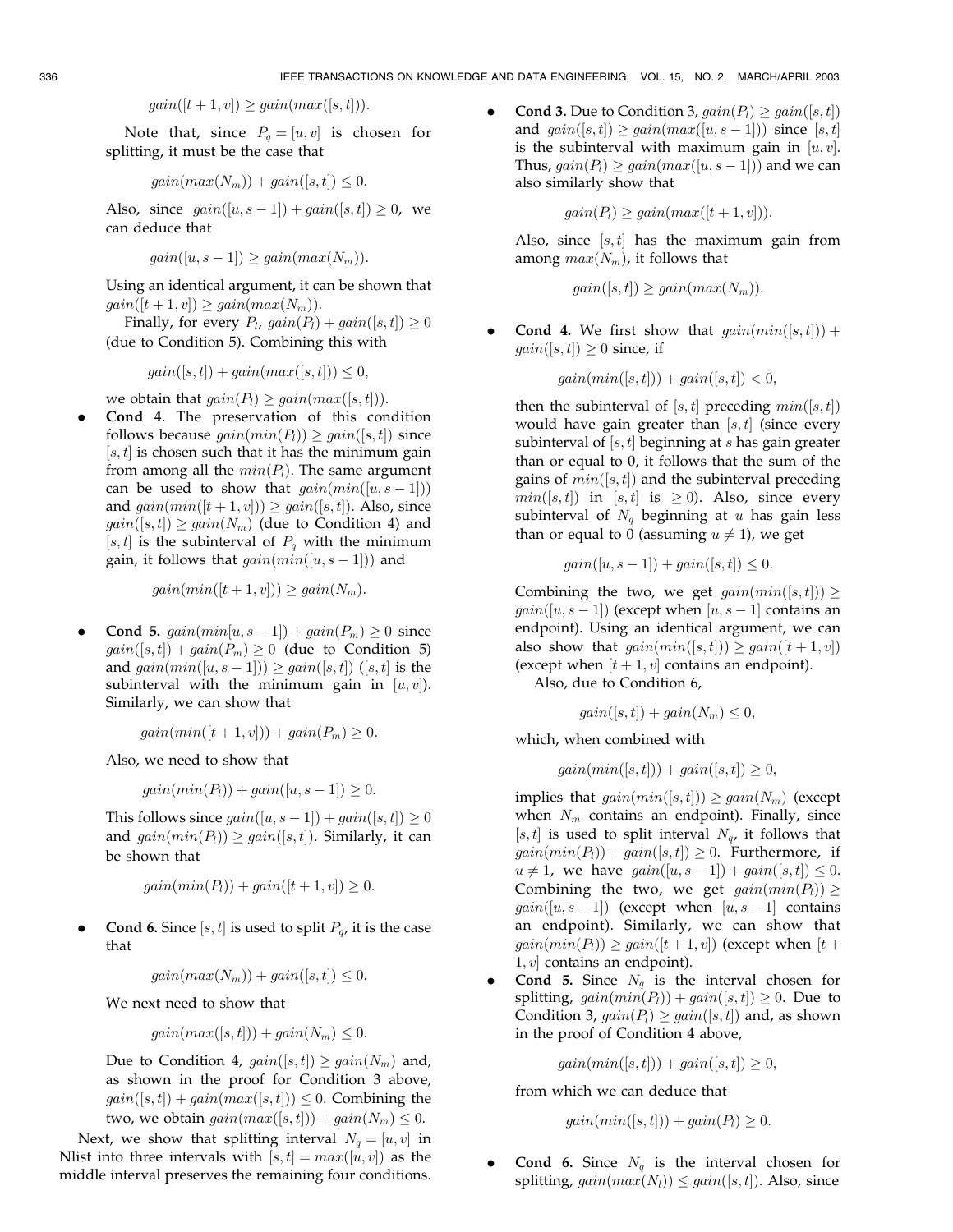$$gain([t+1,v]) \geq gain(max([s,t])).$$

Note that, since $P_q = [u,v]$ is chosen for splitting, it must be the case that

$$gain(max(N_m)) + gain([s,t]) \leq 0.$$

Also, since $gain([u,s-1]) + gain([s,t]) \geq 0$, we can deduce that

$$gain([u,s-1]) \geq gain(max(N_m)).$$

Using an identical argument, it can be shown that $gain([t+1,v]) \geq gain(max(N_m))$.

Finally, for every $P_l$, $gain(P_l) + gain([s,t]) \geq 0$ (due to Condition 5). Combining this with

$$gain([s,t]) + gain(max([s,t])) \leq 0,$$

we obtain that $gain(P_l) \geq gain(max([s,t]))$.

- **Cond 4**. The preservation of this condition follows because $gain(min(P_l)) \geq gain([s,t])$ since $[s,t]$ is chosen such that it has the minimum gain from among all the $min(P_l)$. The same argument can be used to show that $gain(min([u,s-1]))$ and $gain(min([t+1,v])) \geq gain([s,t])$. Also, since $gain([s,t]) \geq gain(N_m)$ (due to Condition 4) and $[s,t]$ is the subinterval of $P_q$ with the minimum gain, it follows that $gain(min([u,s-1]))$ and

$$gain(min([t+1,v])) \geq gain(N_m).$$

- **Cond 5.** $gain(min[u,s-1]) + gain(P_m) \geq 0$ since $gain([s,t]) + gain(P_m) \geq 0$ (due to Condition 5) and $gain(min([u,s-1])) \geq gain([s,t])$ ($[s,t]$ is the subinterval with the minimum gain in $[u,v]$). Similarly, we can show that

$$gain(min([t+1,v])) + gain(P_m) \geq 0.$$

Also, we need to show that

$$gain(min(P_l)) + gain([u,s-1]) \geq 0.$$

This follows since $gain([u,s-1]) + gain([s,t]) \geq 0$ and $gain(min(P_l)) \geq gain([s,t])$. Similarly, it can be shown that

$$gain(min(P_l)) + gain([t+1,v]) \geq 0.$$

- **Cond 6.** Since $[s,t]$ is used to split $P_q$, it is the case that

$$gain(max(N_m)) + gain([s,t]) \leq 0.$$

We next need to show that

$$gain(max([s,t])) + gain(N_m) \leq 0.$$

Due to Condition 4, $gain([s,t]) \geq gain(N_m)$ and, as shown in the proof for Condition 3 above, $gain([s,t]) + gain(max([s,t])) \leq 0$. Combining the two, we obtain $gain(max([s,t])) + gain(N_m) \leq 0$.

Next, we show that splitting interval $N_q = [u,v]$ in Nlist into three intervals with $[s,t] = max([u,v])$ as the middle interval preserves the remaining four conditions.

- **Cond 3.** Due to Condition 3, $gain(P_l) \geq gain([s,t])$ and $gain([s,t]) \geq gain(max([u,s-1]))$ since $[s,t]$ is the subinterval with maximum gain in $[u,v]$. Thus, $gain(P_l) \geq gain(max([u,s-1]))$ and we can also similarly show that

$$gain(P_l) \geq gain(max([t+1,v])).$$

Also, since $[s,t]$ has the maximum gain from among $max(N_m)$, it follows that

$$gain([s,t]) \geq gain(max(N_m)).$$

- **Cond 4.** We first show that $gain(min([s,t])) + gain([s,t]) \geq 0$ since, if

$$gain(min([s,t])) + gain([s,t]) < 0,$$

then the subinterval of $[s,t]$ preceding $min([s,t])$ would have gain greater than $[s,t]$ (since every subinterval of $[s,t]$ beginning at $s$ has gain greater than or equal to 0, it follows that the sum of the gains of $min([s,t])$ and the subinterval preceding $min([s,t])$ in $[s,t]$ is $\geq 0$). Also, since every subinterval of $N_q$ beginning at $u$ has gain less than or equal to 0 (assuming $u \neq 1$), we get

$$gain([u,s-1]) + gain([s,t]) \leq 0.$$

Combining the two, we get $gain(min([s,t])) \geq gain([u,s-1])$ (except when $[u,s-1]$ contains an endpoint). Using an identical argument, we can also show that $gain(min([s,t])) \geq gain([t+1,v])$ (except when $[t+1,v]$ contains an endpoint).

Also, due to Condition 6,

$$gain([s,t]) + gain(N_m) \leq 0,$$

which, when combined with

$$gain(min([s,t])) + gain([s,t]) \geq 0,$$

implies that $gain(min([s,t])) \geq gain(N_m)$ (except when $N_m$ contains an endpoint). Finally, since $[s,t]$ is used to split interval $N_q$, it follows that $gain(min(P_l)) + gain([s,t]) \geq 0$. Furthermore, if $u \neq 1$, we have $gain([u,s-1]) + gain([s,t]) \leq 0$. Combining the two, we get $gain(min(P_l)) \geq gain([u,s-1])$ (except when $[u,s-1]$ contains an endpoint). Similarly, we can show that $gain(min(P_l)) \geq gain([t+1,v])$ (except when $[t+1,v]$ contains an endpoint).

- **Cond 5.** Since $N_q$ is the interval chosen for splitting, $gain(min(P_l)) + gain([s,t]) \geq 0$. Due to Condition 3, $gain(P_l) \geq gain([s,t])$ and, as shown in the proof of Condition 4 above,

$$gain(min([s,t])) + gain([s,t]) \geq 0,$$

from which we can deduce that

$$gain(min([s,t])) + gain(P_l) \geq 0.$$

- **Cond 6.** Since $N_q$ is the interval chosen for splitting, $gain(max(N_l)) \leq gain([s,t])$. Also, since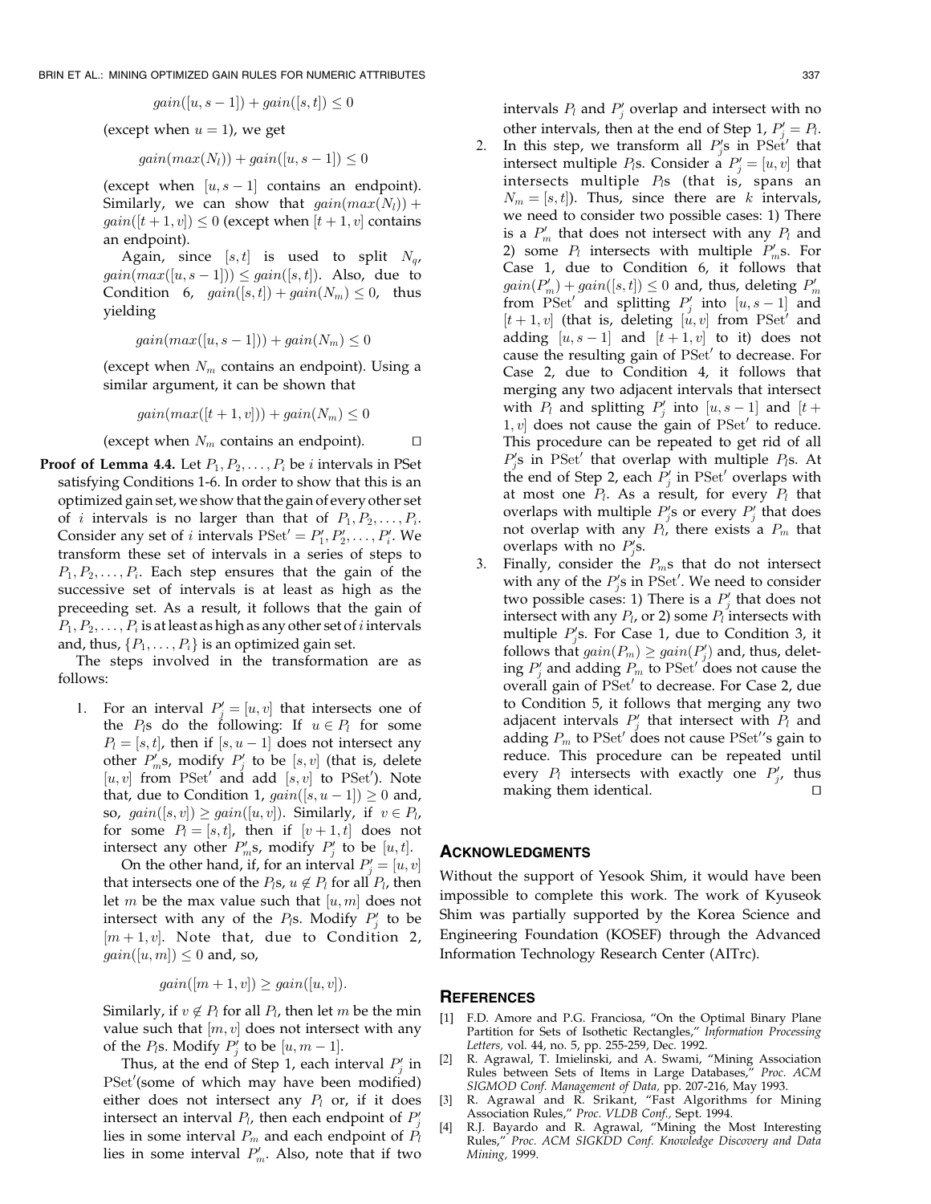$$gain([u, s-1]) + gain([s, t]) \leq 0$$

(except when $u = 1$), we get

$$gain(max(N_l)) + gain([u, s-1]) \leq 0$$

(except when $[u, s-1]$ contains an endpoint). Similarly, we can show that $gain(max(N_l)) + gain([t+1, v]) \leq 0$ (except when $[t+1, v]$ contains an endpoint).

Again, since $[s, t]$ is used to split $N_q$, $gain(max([u, s-1])) \leq gain([s, t])$. Also, due to Condition 6, $gain([s, t]) + gain(N_m) \leq 0$, thus yielding

$$gain(max([u, s-1])) + gain(N_m) \leq 0$$

(except when $N_m$ contains an endpoint). Using a similar argument, it can be shown that

$$gain(max([t+1, v])) + gain(N_m) \leq 0$$

(except when $N_m$ contains an endpoint). □

**Proof of Lemma 4.4.** Let $P_1, P_2, \ldots, P_i$ be $i$ intervals in PSet satisfying Conditions 1-6. In order to show that this is an optimized gain set, we show that the gain of every other set of $i$ intervals is no larger than that of $P_1, P_2, \ldots, P_i$. Consider any set of $i$ intervals $\text{PSet}' = P'_1, P'_2, \ldots, P'_i$. We transform these set of intervals in a series of steps to $P_1, P_2, \ldots, P_i$. Each step ensures that the gain of the successive set of intervals is at least as high as the preceeding set. As a result, it follows that the gain of $P_1, P_2, \ldots, P_i$ is at least as high as any other set of $i$ intervals and, thus, $\{P_1, \ldots, P_i\}$ is an optimized gain set.

The steps involved in the transformation are as follows:

1. For an interval $P'_j = [u, v]$ that intersects one of the $P_l$s do the following: If $u \in P_l$ for some $P_l = [s, t]$, then if $[s, u-1]$ does not intersect any other $P'_m$s, modify $P'_j$ to be $[s, v]$ (that is, delete $[u, v]$ from $\text{PSet}'$ and add $[s, v]$ to $\text{PSet}'$). Note that, due to Condition 1, $gain([s, u-1]) \geq 0$ and, so, $gain([s, v]) \geq gain([u, v])$. Similarly, if $v \in P_l$, for some $P_l = [s, t]$, then if $[v+1, t]$ does not intersect any other $P'_m$s, modify $P'_j$ to be $[u, t]$.

   On the other hand, if, for an interval $P'_j = [u, v]$ that intersects one of the $P_l$s, $u \notin P_l$ for all $P_l$, then let $m$ be the max value such that $[u, m]$ does not intersect with any of the $P_l$s. Modify $P'_j$ to be $[m+1, v]$. Note that, due to Condition 2, $gain([u, m]) \leq 0$ and, so,

   $$gain([m+1, v]) \geq gain([u, v]).$$

   Similarly, if $v \notin P_l$ for all $P_l$, then let $m$ be the min value such that $[m, v]$ does not intersect with any of the $P_l$s. Modify $P'_j$ to be $[u, m-1]$.

   Thus, at the end of Step 1, each interval $P'_j$ in $\text{PSet}'$(some of which may have been modified) either does not intersect any $P_l$ or, if it does intersect an interval $P_l$, then each endpoint of $P'_j$ lies in some interval $P_m$ and each endpoint of $P_l$ lies in some interval $P'_m$. Also, note that if two intervals $P_l$ and $P'_j$ overlap and intersect with no other intervals, then at the end of Step 1, $P'_j = P_l$.
2. In this step, we transform all $P'_j$s in $\text{PSet}'$ that intersect multiple $P_l$s. Consider a $P'_j = [u, v]$ that intersects multiple $P_l$s (that is, spans an $N_m = [s, t]$). Thus, since there are $k$ intervals, we need to consider two possible cases: 1) There is a $P'_m$ that does not intersect with any $P_l$ and 2) some $P_l$ intersects with multiple $P'_m$s. For Case 1, due to Condition 6, it follows that $gain(P'_m) + gain([s, t]) \leq 0$ and, thus, deleting $P'_m$ from $\text{PSet}'$ and splitting $P'_j$ into $[u, s-1]$ and $[t+1, v]$ (that is, deleting $[u, v]$ from $\text{PSet}'$ and adding $[u, s-1]$ and $[t+1, v]$ to it) does not cause the resulting gain of $\text{PSet}'$ to decrease. For Case 2, due to Condition 4, it follows that merging any two adjacent intervals that intersect with $P_l$ and splitting $P'_j$ into $[u, s-1]$ and $[t+1, v]$ does not cause the gain of $\text{PSet}'$ to reduce. This procedure can be repeated to get rid of all $P'_j$s in $\text{PSet}'$ that overlap with multiple $P_l$s. At the end of Step 2, each $P'_j$ in $\text{PSet}'$ overlaps with at most one $P_l$. As a result, for every $P_l$ that overlaps with multiple $P'_j$s or every $P'_j$ that does not overlap with any $P_l$, there exists a $P_m$ that overlaps with no $P'_j$s.
3. Finally, consider the $P_m$s that do not intersect with any of the $P'_j$s in $\text{PSet}'$. We need to consider two possible cases: 1) There is a $P'_j$ that does not intersect with any $P_l$, or 2) some $P_l$ intersects with multiple $P'_j$s. For Case 1, due to Condition 3, it follows that $gain(P_m) \geq gain(P'_j)$ and, thus, deleting $P'_j$ and adding $P_m$ to $\text{PSet}'$ does not cause the overall gain of $\text{PSet}'$ to decrease. For Case 2, due to Condition 5, it follows that merging any two adjacent intervals $P'_j$ that intersect with $P_l$ and adding $P_m$ to $\text{PSet}'$ does not cause $\text{PSet}'$'s gain to reduce. This procedure can be repeated until every $P_l$ intersects with exactly one $P'_j$, thus making them identical. □

## Acknowledgments

Without the support of Yesook Shim, it would have been impossible to complete this work. The work of Kyuseok Shim was partially supported by the Korea Science and Engineering Foundation (KOSEF) through the Advanced Information Technology Research Center (AITrc).

## References

[1] F.D. Amore and P.G. Franciosa, "On the Optimal Binary Plane Partition for Sets of Isothetic Rectangles," *Information Processing Letters,* vol. 44, no. 5, pp. 255-259, Dec. 1992.

[2] R. Agrawal, T. Imielinski, and A. Swami, "Mining Association Rules between Sets of Items in Large Databases," *Proc. ACM SIGMOD Conf. Management of Data,* pp. 207-216, May 1993.

[3] R. Agrawal and R. Srikant, "Fast Algorithms for Mining Association Rules," *Proc. VLDB Conf.,* Sept. 1994.

[4] R.J. Bayardo and R. Agrawal, "Mining the Most Interesting Rules," *Proc. ACM SIGKDD Conf. Knowledge Discovery and Data Mining,* 1999.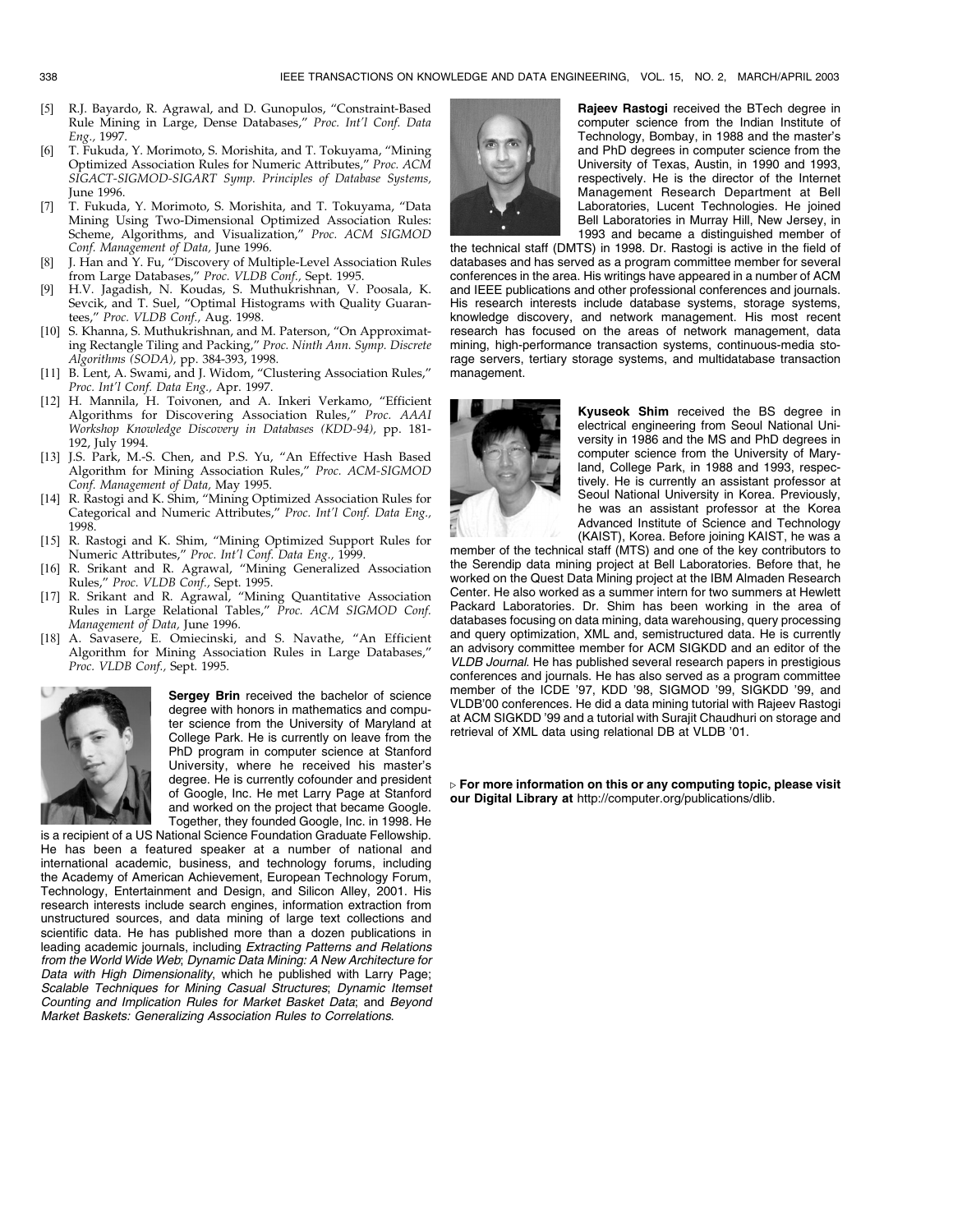[5] R.J. Bayardo, R. Agrawal, and D. Gunopulos, "Constraint-Based Rule Mining in Large, Dense Databases," *Proc. Int'l Conf. Data Eng.,* 1997.

[6] T. Fukuda, Y. Morimoto, S. Morishita, and T. Tokuyama, "Mining Optimized Association Rules for Numeric Attributes," *Proc. ACM SIGACT-SIGMOD-SIGART Symp. Principles of Database Systems,* June 1996.

[7] T. Fukuda, Y. Morimoto, S. Morishita, and T. Tokuyama, "Data Mining Using Two-Dimensional Optimized Association Rules: Scheme, Algorithms, and Visualization," *Proc. ACM SIGMOD Conf. Management of Data,* June 1996.

[8] J. Han and Y. Fu, "Discovery of Multiple-Level Association Rules from Large Databases," *Proc. VLDB Conf.,* Sept. 1995.

[9] H.V. Jagadish, N. Koudas, S. Muthukrishnan, V. Poosala, K. Sevcik, and T. Suel, "Optimal Histograms with Quality Guarantees," *Proc. VLDB Conf.,* Aug. 1998.

[10] S. Khanna, S. Muthukrishnan, and M. Paterson, "On Approximating Rectangle Tiling and Packing," *Proc. Ninth Ann. Symp. Discrete Algorithms (SODA),* pp. 384-393, 1998.

[11] B. Lent, A. Swami, and J. Widom, "Clustering Association Rules," *Proc. Int'l Conf. Data Eng.,* Apr. 1997.

[12] H. Mannila, H. Toivonen, and A. Inkeri Verkamo, "Efficient Algorithms for Discovering Association Rules," *Proc. AAAI Workshop Knowledge Discovery in Databases (KDD-94),* pp. 181-192, July 1994.

[13] J.S. Park, M.-S. Chen, and P.S. Yu, "An Effective Hash Based Algorithm for Mining Association Rules," *Proc. ACM-SIGMOD Conf. Management of Data,* May 1995.

[14] R. Rastogi and K. Shim, "Mining Optimized Association Rules for Categorical and Numeric Attributes," *Proc. Int'l Conf. Data Eng.,* 1998.

[15] R. Rastogi and K. Shim, "Mining Optimized Support Rules for Numeric Attributes," *Proc. Int'l Conf. Data Eng.,* 1999.

[16] R. Srikant and R. Agrawal, "Mining Generalized Association Rules," *Proc. VLDB Conf.,* Sept. 1995.

[17] R. Srikant and R. Agrawal, "Mining Quantitative Association Rules in Large Relational Tables," *Proc. ACM SIGMOD Conf. Management of Data,* June 1996.

[18] A. Savasere, E. Omiecinski, and S. Navathe, "An Efficient Algorithm for Mining Association Rules in Large Databases," *Proc. VLDB Conf.,* Sept. 1995.

**Sergey Brin** received the bachelor of science degree with honors in mathematics and computer science from the University of Maryland at College Park. He is currently on leave from the PhD program in computer science at Stanford University, where he received his master's degree. He is currently cofounder and president of Google, Inc. He met Larry Page at Stanford and worked on the project that became Google. Together, they founded Google, Inc. in 1998. He is a recipient of a US National Science Foundation Graduate Fellowship. He has been a featured speaker at a number of national and international academic, business, and technology forums, including the Academy of American Achievement, European Technology Forum, Technology, Entertainment and Design, and Silicon Alley, 2001. His research interests include search engines, information extraction from unstructured sources, and data mining of large text collections and scientific data. He has published more than a dozen publications in leading academic journals, including *Extracting Patterns and Relations from the World Wide Web*; *Dynamic Data Mining: A New Architecture for Data with High Dimensionality*, which he published with Larry Page; *Scalable Techniques for Mining Casual Structures*; *Dynamic Itemset Counting and Implication Rules for Market Basket Data*; and *Beyond Market Baskets: Generalizing Association Rules to Correlations*.

**Rajeev Rastogi** received the BTech degree in computer science from the Indian Institute of Technology, Bombay, in 1988 and the master's and PhD degrees in computer science from the University of Texas, Austin, in 1990 and 1993, respectively. He is the director of the Internet Management Research Department at Bell Laboratories, Lucent Technologies. He joined Bell Laboratories in Murray Hill, New Jersey, in 1993 and became a distinguished member of the technical staff (DMTS) in 1998. Dr. Rastogi is active in the field of databases and has served as a program committee member for several conferences in the area. His writings have appeared in a number of ACM and IEEE publications and other professional conferences and journals. His research interests include database systems, storage systems, knowledge discovery, and network management. His most recent research has focused on the areas of network management, data mining, high-performance transaction systems, continuous-media storage servers, tertiary storage systems, and multidatabase transaction management.

**Kyuseok Shim** received the BS degree in electrical engineering from Seoul National University in 1986 and the MS and PhD degrees in computer science from the University of Maryland, College Park, in 1988 and 1993, respectively. He is currently an assistant professor at Seoul National University in Korea. Previously, he was an assistant professor at the Korea Advanced Institute of Science and Technology (KAIST), Korea. Before joining KAIST, he was a member of the technical staff (MTS) and one of the key contributors to the Serendip data mining project at Bell Laboratories. Before that, he worked on the Quest Data Mining project at the IBM Almaden Research Center. He also worked as a summer intern for two summers at Hewlett Packard Laboratories. Dr. Shim has been working in the area of databases focusing on data mining, data warehousing, query processing and query optimization, XML and, semistructured data. He is currently an advisory committee member for ACM SIGKDD and an editor of the *VLDB Journal*. He has published several research papers in prestigious conferences and journals. He has also served as a program committee member of the ICDE '97, KDD '98, SIGMOD '99, SIGKDD '99, and VLDB'00 conferences. He did a data mining tutorial with Rajeev Rastogi at ACM SIGKDD '99 and a tutorial with Surajit Chaudhuri on storage and retrieval of XML data using relational DB at VLDB '01.

▷ **For more information on this or any computing topic, please visit our Digital Library at** http://computer.org/publications/dlib.